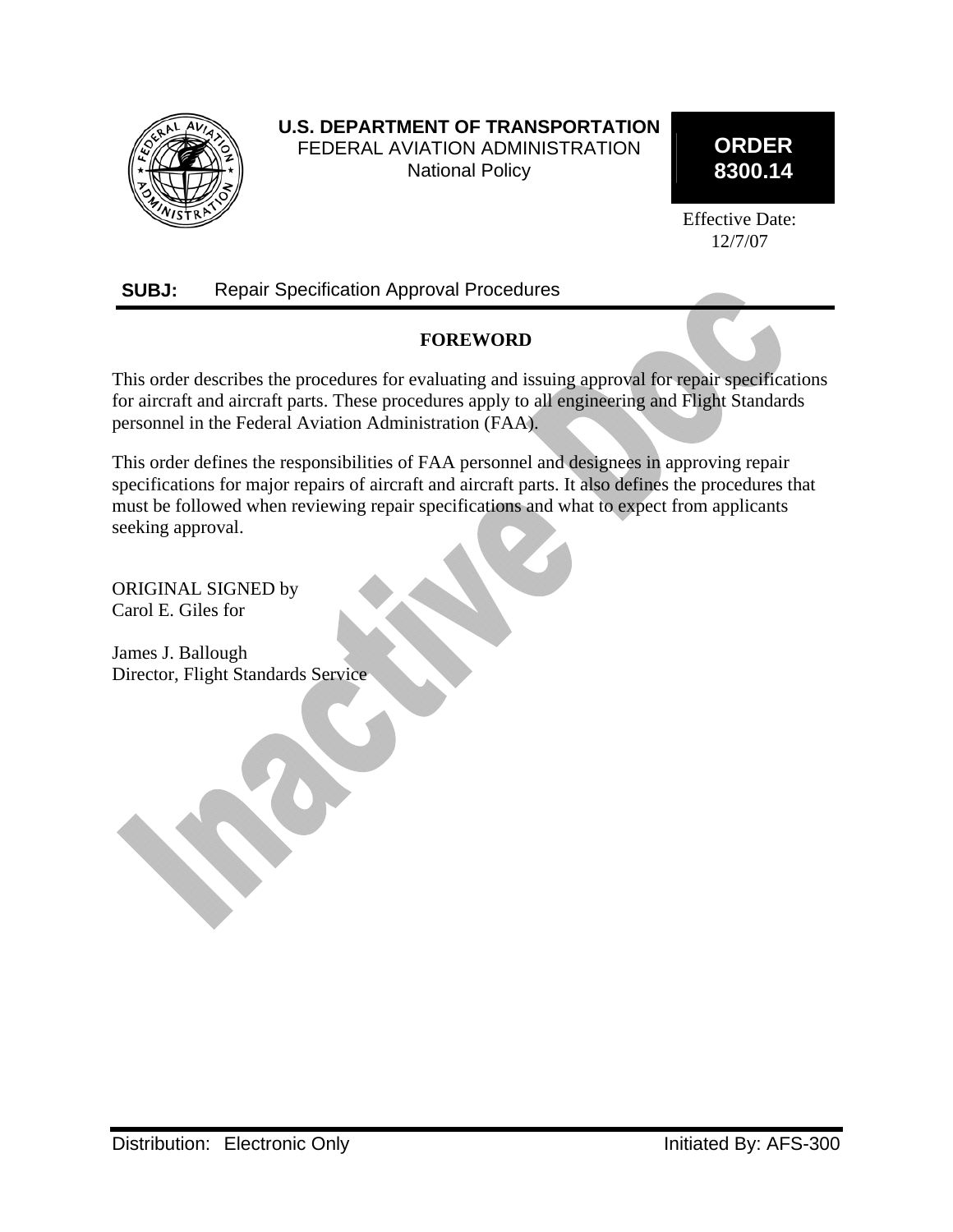**U.S. DEPARTMENT OF TRANSPORTATION**
FEDERAL AVIATION ADMINISTRATION
National Policy

**ORDER 8300.14**

Effective Date: 12/7/07

**SUBJ:** Repair Specification Approval Procedures

## FOREWORD

This order describes the procedures for evaluating and issuing approval for repair specifications for aircraft and aircraft parts. These procedures apply to all engineering and Flight Standards personnel in the Federal Aviation Administration (FAA).

This order defines the responsibilities of FAA personnel and designees in approving repair specifications for major repairs of aircraft and aircraft parts. It also defines the procedures that must be followed when reviewing repair specifications and what to expect from applicants seeking approval.

ORIGINAL SIGNED by
Carol E. Giles for

James J. Ballough
Director, Flight Standards Service

Distribution: Electronic Only

Initiated By: AFS-300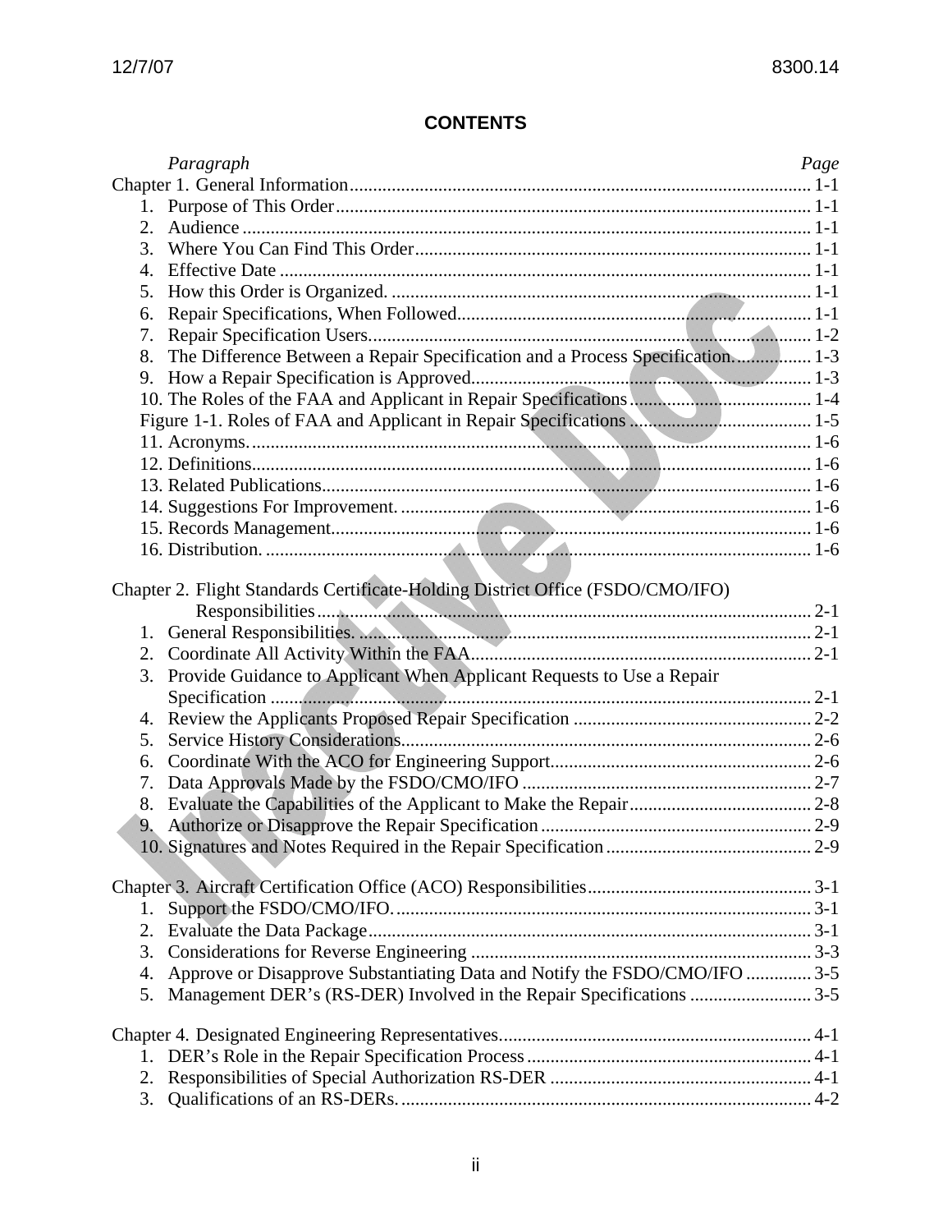# CONTENTS

| Paragraph | Page |
|---|---|
| Chapter 1. General Information | 1-1 |
| 1. Purpose of This Order | 1-1 |
| 2. Audience | 1-1 |
| 3. Where You Can Find This Order | 1-1 |
| 4. Effective Date | 1-1 |
| 5. How this Order is Organized. | 1-1 |
| 6. Repair Specifications, When Followed | 1-1 |
| 7. Repair Specification Users | 1-2 |
| 8. The Difference Between a Repair Specification and a Process Specification. | 1-3 |
| 9. How a Repair Specification is Approved | 1-3 |
| 10. The Roles of the FAA and Applicant in Repair Specifications | 1-4 |
| Figure 1-1. Roles of FAA and Applicant in Repair Specifications | 1-5 |
| 11. Acronyms. | 1-6 |
| 12. Definitions | 1-6 |
| 13. Related Publications | 1-6 |
| 14. Suggestions For Improvement. | 1-6 |
| 15. Records Management | 1-6 |
| 16. Distribution. | 1-6 |
| Chapter 2. Flight Standards Certificate-Holding District Office (FSDO/CMO/IFO) Responsibilities | 2-1 |
| 1. General Responsibilities. | 2-1 |
| 2. Coordinate All Activity Within the FAA | 2-1 |
| 3. Provide Guidance to Applicant When Applicant Requests to Use a Repair Specification | 2-1 |
| 4. Review the Applicants Proposed Repair Specification | 2-2 |
| 5. Service History Considerations | 2-6 |
| 6. Coordinate With the ACO for Engineering Support | 2-6 |
| 7. Data Approvals Made by the FSDO/CMO/IFO | 2-7 |
| 8. Evaluate the Capabilities of the Applicant to Make the Repair | 2-8 |
| 9. Authorize or Disapprove the Repair Specification | 2-9 |
| 10. Signatures and Notes Required in the Repair Specification | 2-9 |
| Chapter 3. Aircraft Certification Office (ACO) Responsibilities | 3-1 |
| 1. Support the FSDO/CMO/IFO. | 3-1 |
| 2. Evaluate the Data Package | 3-1 |
| 3. Considerations for Reverse Engineering | 3-3 |
| 4. Approve or Disapprove Substantiating Data and Notify the FSDO/CMO/IFO | 3-5 |
| 5. Management DER's (RS-DER) Involved in the Repair Specifications | 3-5 |
| Chapter 4. Designated Engineering Representatives | 4-1 |
| 1. DER's Role in the Repair Specification Process | 4-1 |
| 2. Responsibilities of Special Authorization RS-DER | 4-1 |
| 3. Qualifications of an RS-DERs. | 4-2 |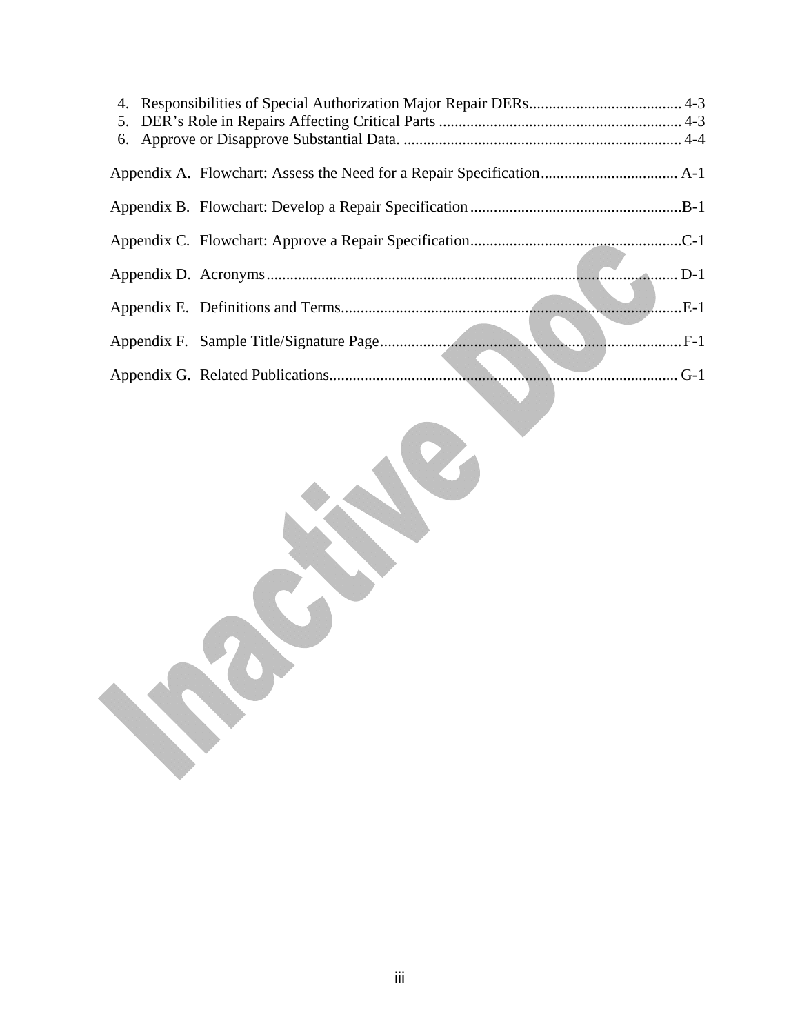4. Responsibilities of Special Authorization Major Repair DERs....................................... 4-3
5. DER's Role in Repairs Affecting Critical Parts .............................................................. 4-3
6. Approve or Disapprove Substantial Data. ....................................................................... 4-4

Appendix A. Flowchart: Assess the Need for a Repair Specification................................... A-1

Appendix B. Flowchart: Develop a Repair Specification......................................................B-1

Appendix C. Flowchart: Approve a Repair Specification......................................................C-1

Appendix D. Acronyms......................................................................................................... D-1

Appendix E. Definitions and Terms.......................................................................................E-1

Appendix F. Sample Title/Signature Page.............................................................................F-1

Appendix G. Related Publications......................................................................................... G-1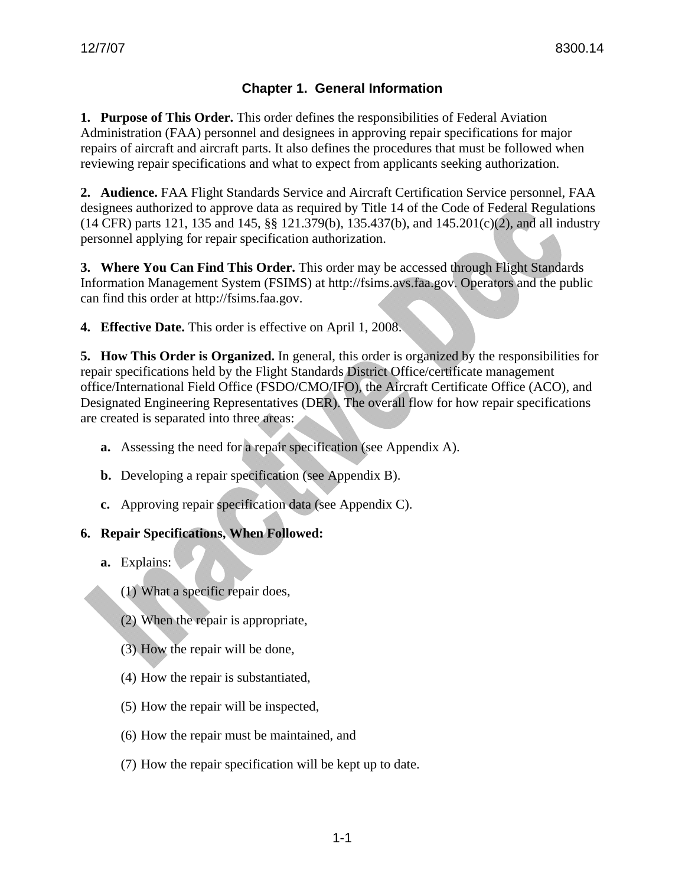## Chapter 1. General Information

**1. Purpose of This Order.** This order defines the responsibilities of Federal Aviation Administration (FAA) personnel and designees in approving repair specifications for major repairs of aircraft and aircraft parts. It also defines the procedures that must be followed when reviewing repair specifications and what to expect from applicants seeking authorization.

**2. Audience.** FAA Flight Standards Service and Aircraft Certification Service personnel, FAA designees authorized to approve data as required by Title 14 of the Code of Federal Regulations (14 CFR) parts 121, 135 and 145, §§ 121.379(b), 135.437(b), and 145.201(c)(2), and all industry personnel applying for repair specification authorization.

**3. Where You Can Find This Order.** This order may be accessed through Flight Standards Information Management System (FSIMS) at http://fsims.avs.faa.gov. Operators and the public can find this order at http://fsims.faa.gov.

**4. Effective Date.** This order is effective on April 1, 2008.

**5. How This Order is Organized.** In general, this order is organized by the responsibilities for repair specifications held by the Flight Standards District Office/certificate management office/International Field Office (FSDO/CMO/IFO), the Aircraft Certificate Office (ACO), and Designated Engineering Representatives (DER). The overall flow for how repair specifications are created is separated into three areas:

**a.** Assessing the need for a repair specification (see Appendix A).

**b.** Developing a repair specification (see Appendix B).

**c.** Approving repair specification data (see Appendix C).

**6. Repair Specifications, When Followed:**

**a.** Explains:

(1) What a specific repair does,

(2) When the repair is appropriate,

(3) How the repair will be done,

(4) How the repair is substantiated,

(5) How the repair will be inspected,

(6) How the repair must be maintained, and

(7) How the repair specification will be kept up to date.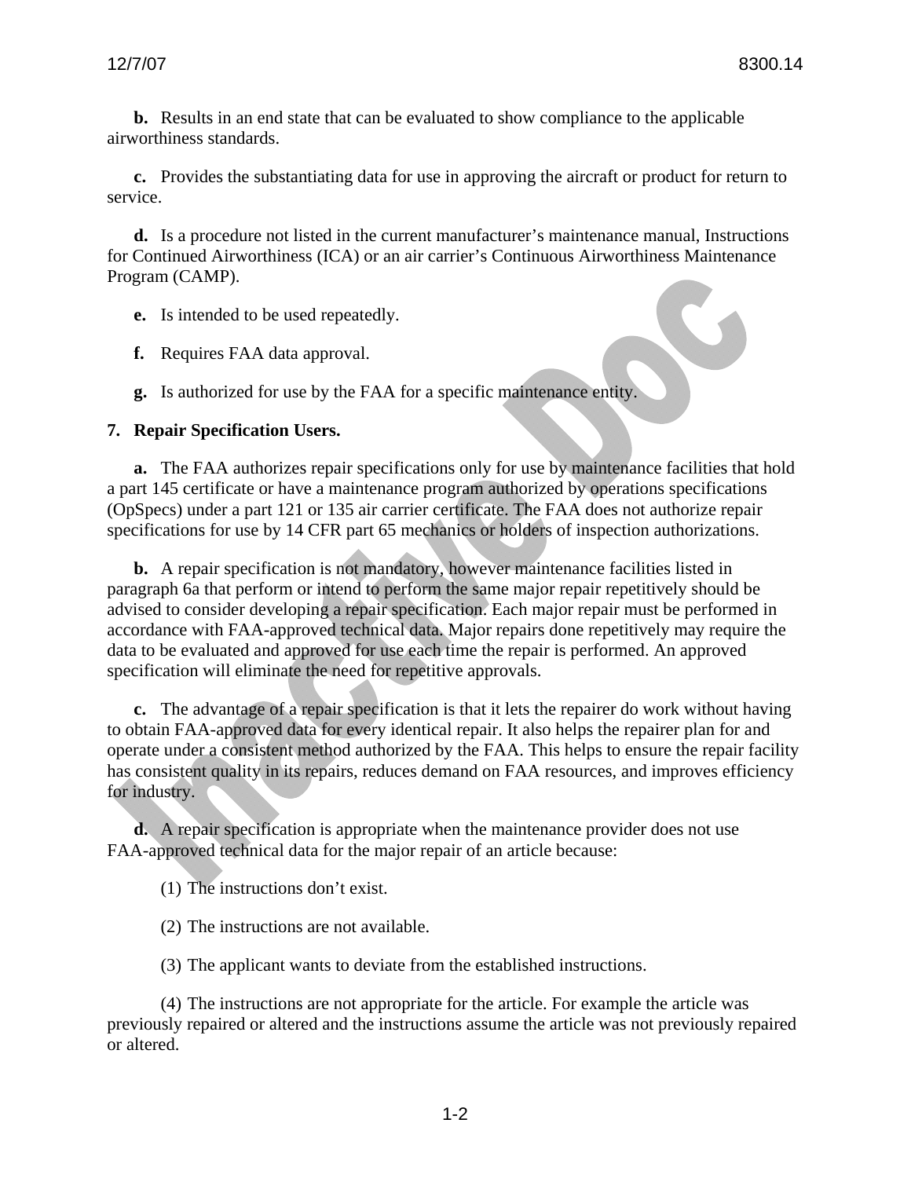**b.** Results in an end state that can be evaluated to show compliance to the applicable airworthiness standards.

**c.** Provides the substantiating data for use in approving the aircraft or product for return to service.

**d.** Is a procedure not listed in the current manufacturer's maintenance manual, Instructions for Continued Airworthiness (ICA) or an air carrier's Continuous Airworthiness Maintenance Program (CAMP).

**e.** Is intended to be used repeatedly.

**f.** Requires FAA data approval.

**g.** Is authorized for use by the FAA for a specific maintenance entity.

**7. Repair Specification Users.**

**a.** The FAA authorizes repair specifications only for use by maintenance facilities that hold a part 145 certificate or have a maintenance program authorized by operations specifications (OpSpecs) under a part 121 or 135 air carrier certificate. The FAA does not authorize repair specifications for use by 14 CFR part 65 mechanics or holders of inspection authorizations.

**b.** A repair specification is not mandatory, however maintenance facilities listed in paragraph 6a that perform or intend to perform the same major repair repetitively should be advised to consider developing a repair specification. Each major repair must be performed in accordance with FAA-approved technical data. Major repairs done repetitively may require the data to be evaluated and approved for use each time the repair is performed. An approved specification will eliminate the need for repetitive approvals.

**c.** The advantage of a repair specification is that it lets the repairer do work without having to obtain FAA-approved data for every identical repair. It also helps the repairer plan for and operate under a consistent method authorized by the FAA. This helps to ensure the repair facility has consistent quality in its repairs, reduces demand on FAA resources, and improves efficiency for industry.

**d.** A repair specification is appropriate when the maintenance provider does not use FAA-approved technical data for the major repair of an article because:

(1) The instructions don't exist.

(2) The instructions are not available.

(3) The applicant wants to deviate from the established instructions.

(4) The instructions are not appropriate for the article. For example the article was previously repaired or altered and the instructions assume the article was not previously repaired or altered.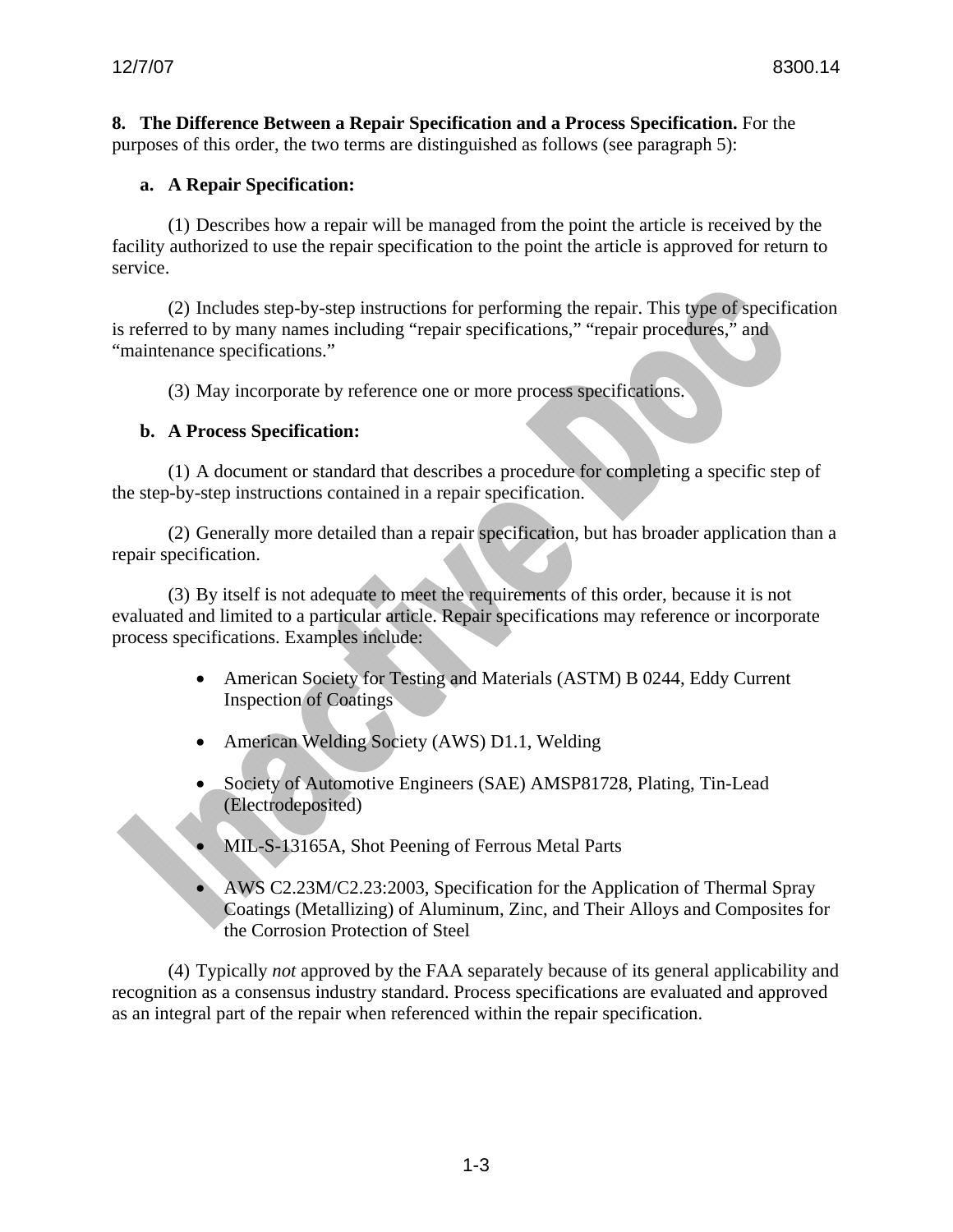**8. The Difference Between a Repair Specification and a Process Specification.** For the purposes of this order, the two terms are distinguished as follows (see paragraph 5):

**a. A Repair Specification:**

(1) Describes how a repair will be managed from the point the article is received by the facility authorized to use the repair specification to the point the article is approved for return to service.

(2) Includes step-by-step instructions for performing the repair. This type of specification is referred to by many names including "repair specifications," "repair procedures," and "maintenance specifications."

(3) May incorporate by reference one or more process specifications.

**b. A Process Specification:**

(1) A document or standard that describes a procedure for completing a specific step of the step-by-step instructions contained in a repair specification.

(2) Generally more detailed than a repair specification, but has broader application than a repair specification.

(3) By itself is not adequate to meet the requirements of this order, because it is not evaluated and limited to a particular article. Repair specifications may reference or incorporate process specifications. Examples include:

- American Society for Testing and Materials (ASTM) B 0244, Eddy Current Inspection of Coatings
- American Welding Society (AWS) D1.1, Welding
- Society of Automotive Engineers (SAE) AMSP81728, Plating, Tin-Lead (Electrodeposited)
- MIL-S-13165A, Shot Peening of Ferrous Metal Parts
- AWS C2.23M/C2.23:2003, Specification for the Application of Thermal Spray Coatings (Metallizing) of Aluminum, Zinc, and Their Alloys and Composites for the Corrosion Protection of Steel

(4) Typically *not* approved by the FAA separately because of its general applicability and recognition as a consensus industry standard. Process specifications are evaluated and approved as an integral part of the repair when referenced within the repair specification.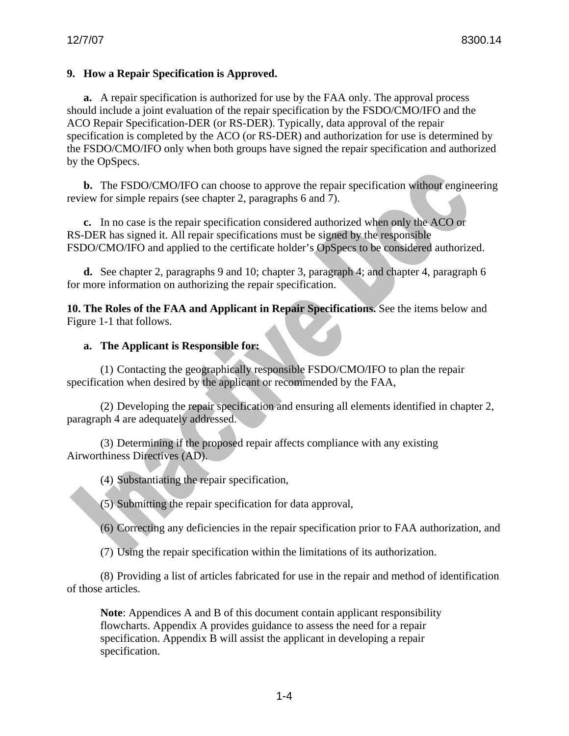## 9. How a Repair Specification is Approved.

**a.** A repair specification is authorized for use by the FAA only. The approval process should include a joint evaluation of the repair specification by the FSDO/CMO/IFO and the ACO Repair Specification-DER (or RS-DER). Typically, data approval of the repair specification is completed by the ACO (or RS-DER) and authorization for use is determined by the FSDO/CMO/IFO only when both groups have signed the repair specification and authorized by the OpSpecs.

**b.** The FSDO/CMO/IFO can choose to approve the repair specification without engineering review for simple repairs (see chapter 2, paragraphs 6 and 7).

**c.** In no case is the repair specification considered authorized when only the ACO or RS-DER has signed it. All repair specifications must be signed by the responsible FSDO/CMO/IFO and applied to the certificate holder's OpSpecs to be considered authorized.

**d.** See chapter 2, paragraphs 9 and 10; chapter 3, paragraph 4; and chapter 4, paragraph 6 for more information on authorizing the repair specification.

**10. The Roles of the FAA and Applicant in Repair Specifications.** See the items below and Figure 1-1 that follows.

### a. The Applicant is Responsible for:

(1) Contacting the geographically responsible FSDO/CMO/IFO to plan the repair specification when desired by the applicant or recommended by the FAA,

(2) Developing the repair specification and ensuring all elements identified in chapter 2, paragraph 4 are adequately addressed.

(3) Determining if the proposed repair affects compliance with any existing Airworthiness Directives (AD).

(4) Substantiating the repair specification,

(5) Submitting the repair specification for data approval,

(6) Correcting any deficiencies in the repair specification prior to FAA authorization, and

(7) Using the repair specification within the limitations of its authorization.

(8) Providing a list of articles fabricated for use in the repair and method of identification of those articles.

> **Note**: Appendices A and B of this document contain applicant responsibility flowcharts. Appendix A provides guidance to assess the need for a repair specification. Appendix B will assist the applicant in developing a repair specification.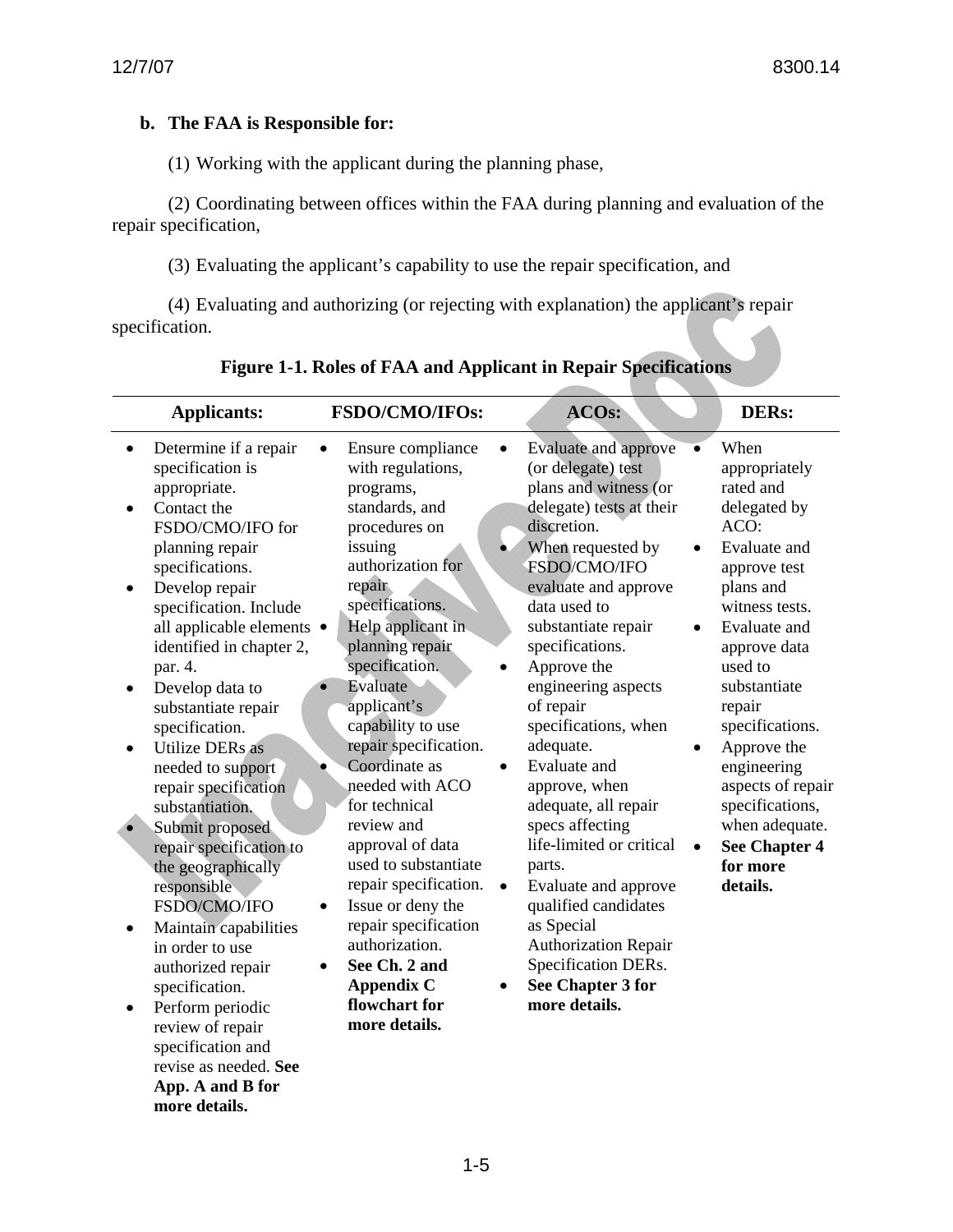**b. The FAA is Responsible for:**

(1) Working with the applicant during the planning phase,

(2) Coordinating between offices within the FAA during planning and evaluation of the repair specification,

(3) Evaluating the applicant's capability to use the repair specification, and

(4) Evaluating and authorizing (or rejecting with explanation) the applicant's repair specification.

**Figure 1-1. Roles of FAA and Applicant in Repair Specifications**

| Applicants: | FSDO/CMO/IFOs: | ACOs: | DERs: |
|---|---|---|---|
| • Determine if a repair specification is appropriate.<br>• Contact the FSDO/CMO/IFO for planning repair specifications.<br>• Develop repair specification. Include all applicable elements identified in chapter 2, par. 4.<br>• Develop data to substantiate repair specification.<br>• Utilize DERs as needed to support repair specification substantiation.<br>• Submit proposed repair specification to the geographically responsible FSDO/CMO/IFO<br>• Maintain capabilities in order to use authorized repair specification.<br>• Perform periodic review of repair specification and revise as needed. **See App. A and B for more details.** | • Ensure compliance with regulations, programs, standards, and procedures on issuing authorization for repair specifications.<br>• Help applicant in planning repair specification.<br>• Evaluate applicant's capability to use repair specification.<br>• Coordinate as needed with ACO for technical review and approval of data used to substantiate repair specification.<br>• Issue or deny the repair specification authorization.<br>• **See Ch. 2 and Appendix C flowchart for more details.** | • Evaluate and approve (or delegate) test plans and witness (or delegate) tests at their discretion.<br>• When requested by FSDO/CMO/IFO evaluate and approve data used to substantiate repair specifications.<br>• Approve the engineering aspects of repair specifications, when adequate.<br>• Evaluate and approve, when adequate, all repair specs affecting life-limited or critical parts.<br>• Evaluate and approve qualified candidates as Special Authorization Repair Specification DERs.<br>• **See Chapter 3 for more details.** | • When appropriately rated and delegated by ACO:<br>• Evaluate and approve test plans and witness tests.<br>• Evaluate and approve data used to substantiate repair specifications.<br>• Approve the engineering aspects of repair specifications, when adequate.<br>• **See Chapter 4 for more details.** |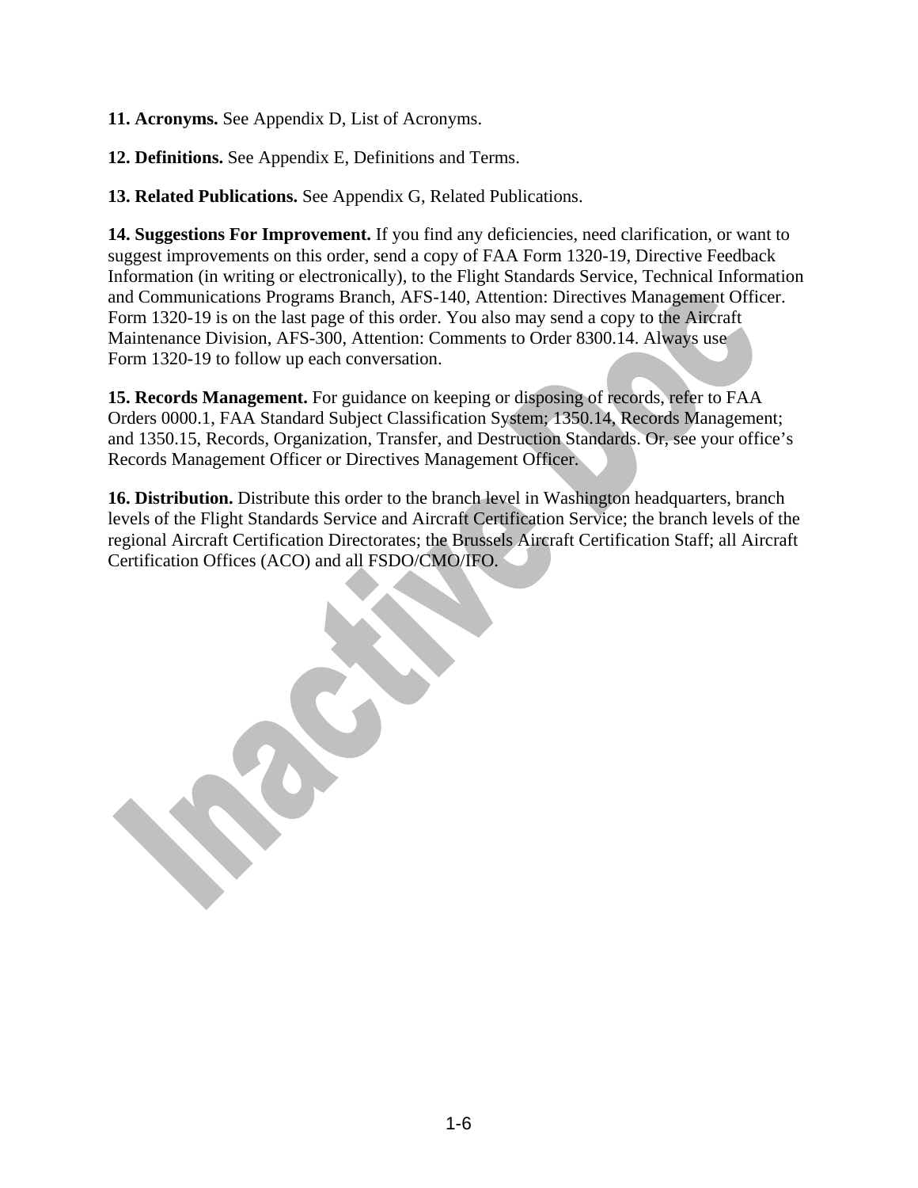**11. Acronyms.** See Appendix D, List of Acronyms.

**12. Definitions.** See Appendix E, Definitions and Terms.

**13. Related Publications.** See Appendix G, Related Publications.

**14. Suggestions For Improvement.** If you find any deficiencies, need clarification, or want to suggest improvements on this order, send a copy of FAA Form 1320-19, Directive Feedback Information (in writing or electronically), to the Flight Standards Service, Technical Information and Communications Programs Branch, AFS-140, Attention: Directives Management Officer. Form 1320-19 is on the last page of this order. You also may send a copy to the Aircraft Maintenance Division, AFS-300, Attention: Comments to Order 8300.14. Always use Form 1320-19 to follow up each conversation.

**15. Records Management.** For guidance on keeping or disposing of records, refer to FAA Orders 0000.1, FAA Standard Subject Classification System; 1350.14, Records Management; and 1350.15, Records, Organization, Transfer, and Destruction Standards. Or, see your office's Records Management Officer or Directives Management Officer.

**16. Distribution.** Distribute this order to the branch level in Washington headquarters, branch levels of the Flight Standards Service and Aircraft Certification Service; the branch levels of the regional Aircraft Certification Directorates; the Brussels Aircraft Certification Staff; all Aircraft Certification Offices (ACO) and all FSDO/CMO/IFO.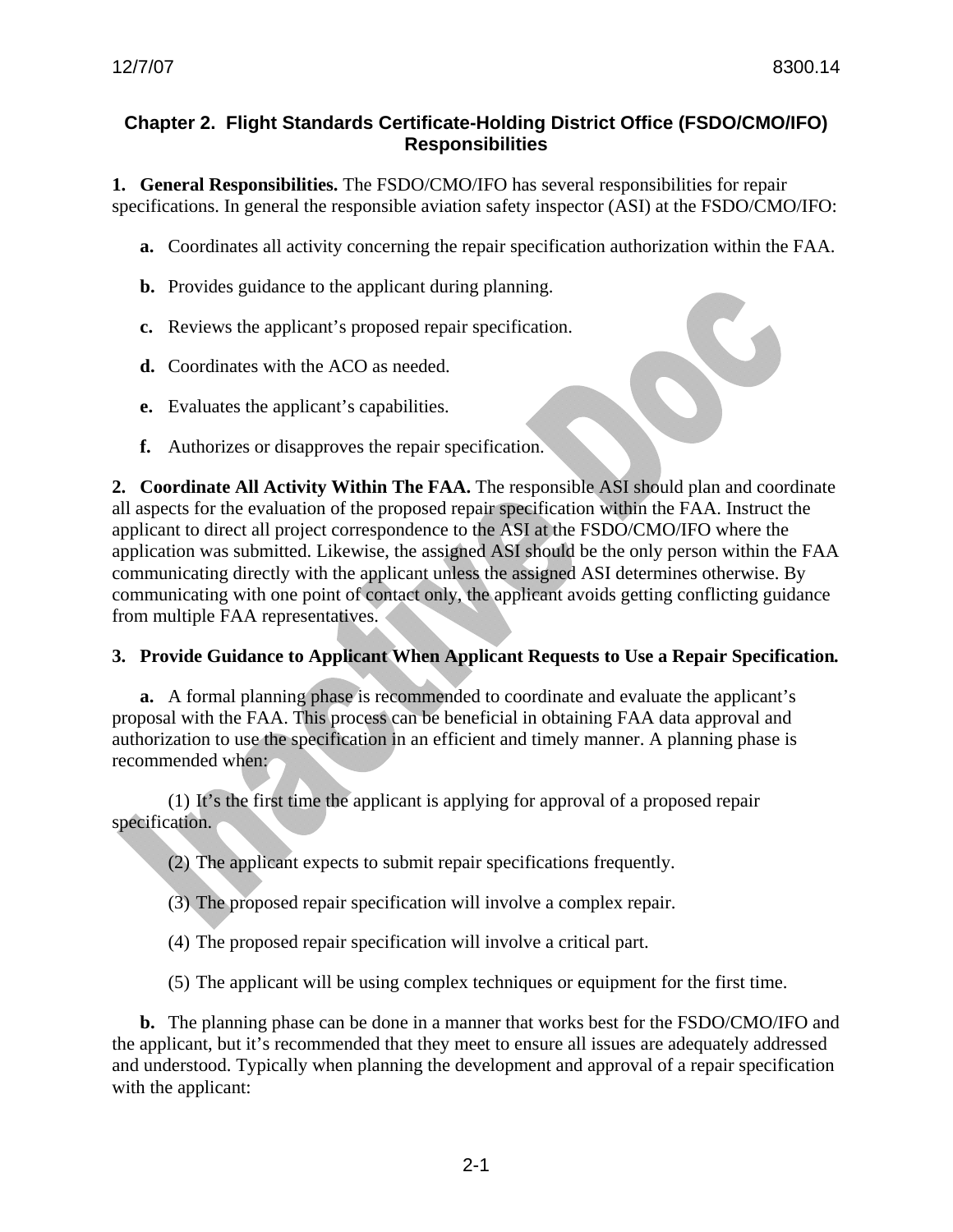## Chapter 2. Flight Standards Certificate-Holding District Office (FSDO/CMO/IFO) Responsibilities

**1. General Responsibilities.** The FSDO/CMO/IFO has several responsibilities for repair specifications. In general the responsible aviation safety inspector (ASI) at the FSDO/CMO/IFO:

**a.** Coordinates all activity concerning the repair specification authorization within the FAA.

**b.** Provides guidance to the applicant during planning.

**c.** Reviews the applicant's proposed repair specification.

**d.** Coordinates with the ACO as needed.

**e.** Evaluates the applicant's capabilities.

**f.** Authorizes or disapproves the repair specification.

**2. Coordinate All Activity Within The FAA.** The responsible ASI should plan and coordinate all aspects for the evaluation of the proposed repair specification within the FAA. Instruct the applicant to direct all project correspondence to the ASI at the FSDO/CMO/IFO where the application was submitted. Likewise, the assigned ASI should be the only person within the FAA communicating directly with the applicant unless the assigned ASI determines otherwise. By communicating with one point of contact only, the applicant avoids getting conflicting guidance from multiple FAA representatives.

**3. Provide Guidance to Applicant When Applicant Requests to Use a Repair Specification.**

**a.** A formal planning phase is recommended to coordinate and evaluate the applicant's proposal with the FAA. This process can be beneficial in obtaining FAA data approval and authorization to use the specification in an efficient and timely manner. A planning phase is recommended when:

(1) It's the first time the applicant is applying for approval of a proposed repair specification.

(2) The applicant expects to submit repair specifications frequently.

(3) The proposed repair specification will involve a complex repair.

(4) The proposed repair specification will involve a critical part.

(5) The applicant will be using complex techniques or equipment for the first time.

**b.** The planning phase can be done in a manner that works best for the FSDO/CMO/IFO and the applicant, but it's recommended that they meet to ensure all issues are adequately addressed and understood. Typically when planning the development and approval of a repair specification with the applicant: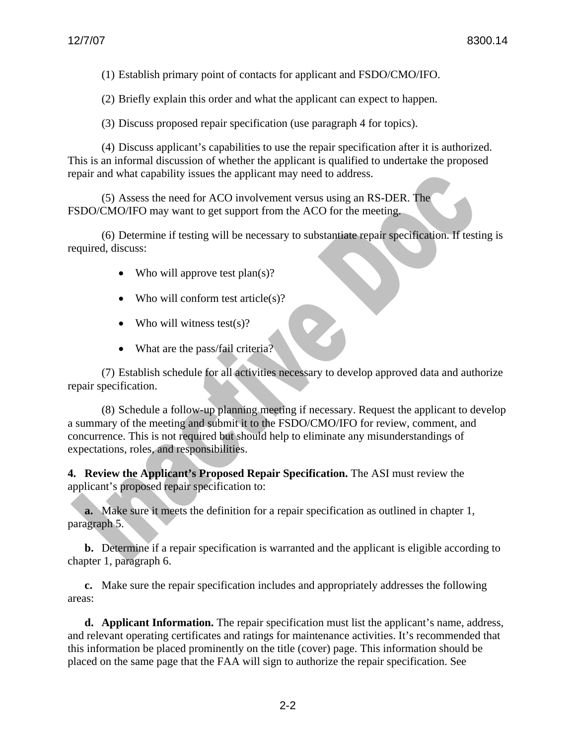(1) Establish primary point of contacts for applicant and FSDO/CMO/IFO.

(2) Briefly explain this order and what the applicant can expect to happen.

(3) Discuss proposed repair specification (use paragraph 4 for topics).

(4) Discuss applicant's capabilities to use the repair specification after it is authorized. This is an informal discussion of whether the applicant is qualified to undertake the proposed repair and what capability issues the applicant may need to address.

(5) Assess the need for ACO involvement versus using an RS-DER. The FSDO/CMO/IFO may want to get support from the ACO for the meeting.

(6) Determine if testing will be necessary to substantiate repair specification. If testing is required, discuss:

- Who will approve test plan(s)?
- Who will conform test article(s)?
- Who will witness test(s)?
- What are the pass/fail criteria?

(7) Establish schedule for all activities necessary to develop approved data and authorize repair specification.

(8) Schedule a follow-up planning meeting if necessary. Request the applicant to develop a summary of the meeting and submit it to the FSDO/CMO/IFO for review, comment, and concurrence. This is not required but should help to eliminate any misunderstandings of expectations, roles, and responsibilities.

**4. Review the Applicant's Proposed Repair Specification.** The ASI must review the applicant's proposed repair specification to:

**a.** Make sure it meets the definition for a repair specification as outlined in chapter 1, paragraph 5.

**b.** Determine if a repair specification is warranted and the applicant is eligible according to chapter 1, paragraph 6.

**c.** Make sure the repair specification includes and appropriately addresses the following areas:

**d. Applicant Information.** The repair specification must list the applicant's name, address, and relevant operating certificates and ratings for maintenance activities. It's recommended that this information be placed prominently on the title (cover) page. This information should be placed on the same page that the FAA will sign to authorize the repair specification. See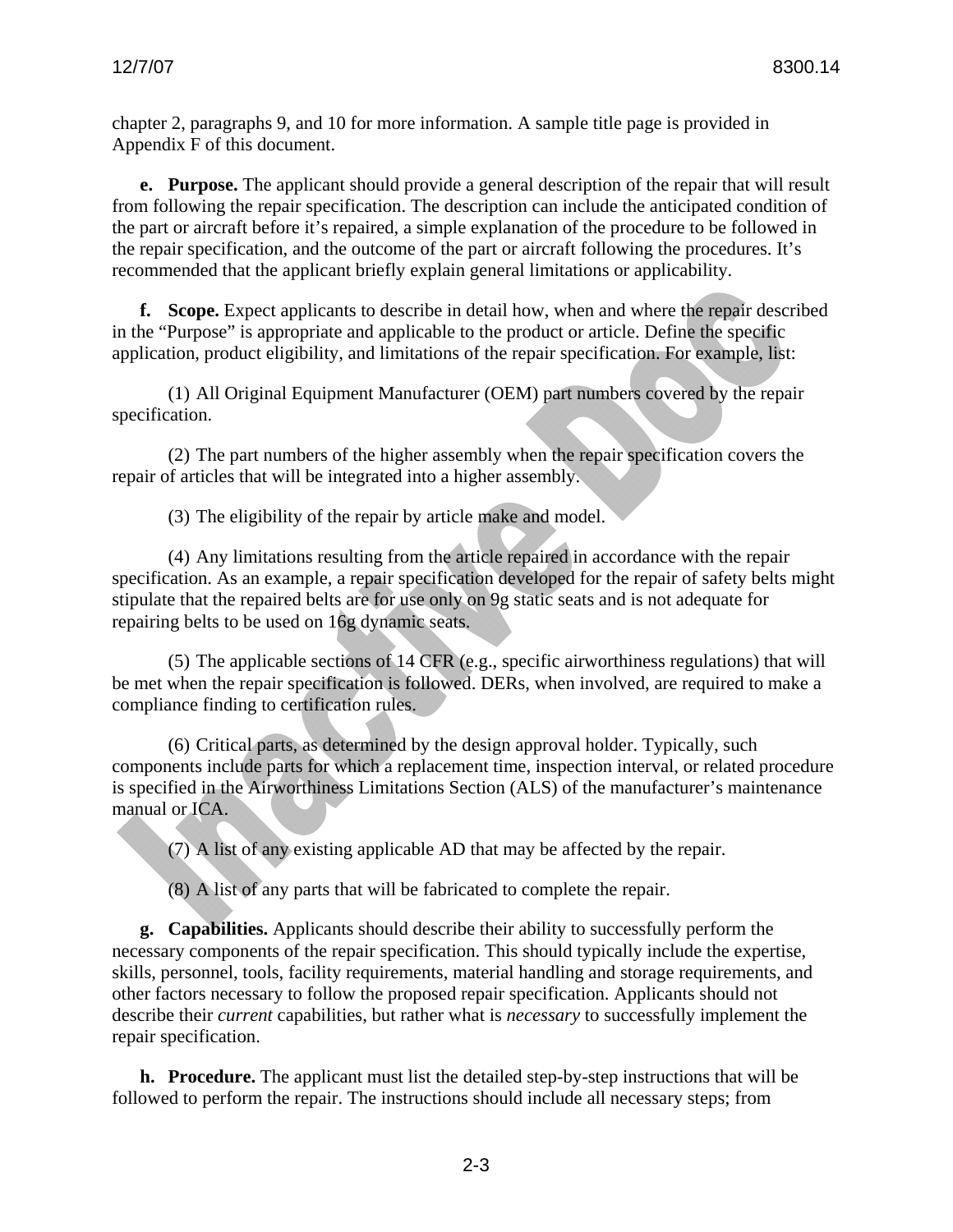chapter 2, paragraphs 9, and 10 for more information. A sample title page is provided in Appendix F of this document.

**e. Purpose.** The applicant should provide a general description of the repair that will result from following the repair specification. The description can include the anticipated condition of the part or aircraft before it's repaired, a simple explanation of the procedure to be followed in the repair specification, and the outcome of the part or aircraft following the procedures. It's recommended that the applicant briefly explain general limitations or applicability.

**f. Scope.** Expect applicants to describe in detail how, when and where the repair described in the "Purpose" is appropriate and applicable to the product or article. Define the specific application, product eligibility, and limitations of the repair specification. For example, list:

(1) All Original Equipment Manufacturer (OEM) part numbers covered by the repair specification.

(2) The part numbers of the higher assembly when the repair specification covers the repair of articles that will be integrated into a higher assembly.

(3) The eligibility of the repair by article make and model.

(4) Any limitations resulting from the article repaired in accordance with the repair specification. As an example, a repair specification developed for the repair of safety belts might stipulate that the repaired belts are for use only on 9g static seats and is not adequate for repairing belts to be used on 16g dynamic seats.

(5) The applicable sections of 14 CFR (e.g., specific airworthiness regulations) that will be met when the repair specification is followed. DERs, when involved, are required to make a compliance finding to certification rules.

(6) Critical parts, as determined by the design approval holder. Typically, such components include parts for which a replacement time, inspection interval, or related procedure is specified in the Airworthiness Limitations Section (ALS) of the manufacturer's maintenance manual or ICA.

(7) A list of any existing applicable AD that may be affected by the repair.

(8) A list of any parts that will be fabricated to complete the repair.

**g. Capabilities.** Applicants should describe their ability to successfully perform the necessary components of the repair specification. This should typically include the expertise, skills, personnel, tools, facility requirements, material handling and storage requirements, and other factors necessary to follow the proposed repair specification. Applicants should not describe their *current* capabilities, but rather what is *necessary* to successfully implement the repair specification.

**h. Procedure.** The applicant must list the detailed step-by-step instructions that will be followed to perform the repair. The instructions should include all necessary steps; from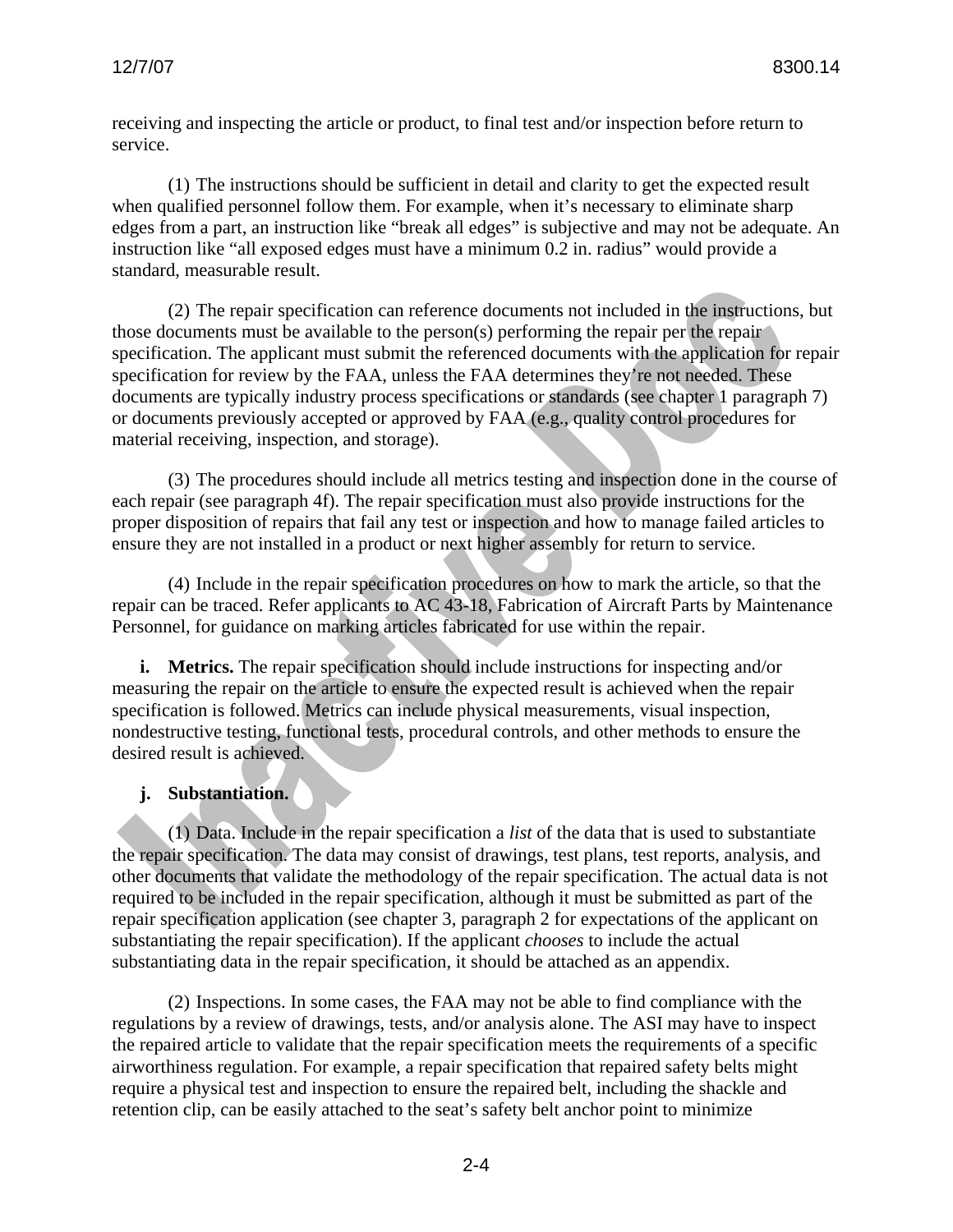receiving and inspecting the article or product, to final test and/or inspection before return to service.

(1) The instructions should be sufficient in detail and clarity to get the expected result when qualified personnel follow them. For example, when it's necessary to eliminate sharp edges from a part, an instruction like "break all edges" is subjective and may not be adequate. An instruction like "all exposed edges must have a minimum 0.2 in. radius" would provide a standard, measurable result.

(2) The repair specification can reference documents not included in the instructions, but those documents must be available to the person(s) performing the repair per the repair specification. The applicant must submit the referenced documents with the application for repair specification for review by the FAA, unless the FAA determines they're not needed. These documents are typically industry process specifications or standards (see chapter 1 paragraph 7) or documents previously accepted or approved by FAA (e.g., quality control procedures for material receiving, inspection, and storage).

(3) The procedures should include all metrics testing and inspection done in the course of each repair (see paragraph 4f). The repair specification must also provide instructions for the proper disposition of repairs that fail any test or inspection and how to manage failed articles to ensure they are not installed in a product or next higher assembly for return to service.

(4) Include in the repair specification procedures on how to mark the article, so that the repair can be traced. Refer applicants to AC 43-18, Fabrication of Aircraft Parts by Maintenance Personnel, for guidance on marking articles fabricated for use within the repair.

**i. Metrics.** The repair specification should include instructions for inspecting and/or measuring the repair on the article to ensure the expected result is achieved when the repair specification is followed. Metrics can include physical measurements, visual inspection, nondestructive testing, functional tests, procedural controls, and other methods to ensure the desired result is achieved.

**j. Substantiation.**

(1) Data. Include in the repair specification a *list* of the data that is used to substantiate the repair specification. The data may consist of drawings, test plans, test reports, analysis, and other documents that validate the methodology of the repair specification. The actual data is not required to be included in the repair specification, although it must be submitted as part of the repair specification application (see chapter 3, paragraph 2 for expectations of the applicant on substantiating the repair specification). If the applicant *chooses* to include the actual substantiating data in the repair specification, it should be attached as an appendix.

(2) Inspections. In some cases, the FAA may not be able to find compliance with the regulations by a review of drawings, tests, and/or analysis alone. The ASI may have to inspect the repaired article to validate that the repair specification meets the requirements of a specific airworthiness regulation. For example, a repair specification that repaired safety belts might require a physical test and inspection to ensure the repaired belt, including the shackle and retention clip, can be easily attached to the seat's safety belt anchor point to minimize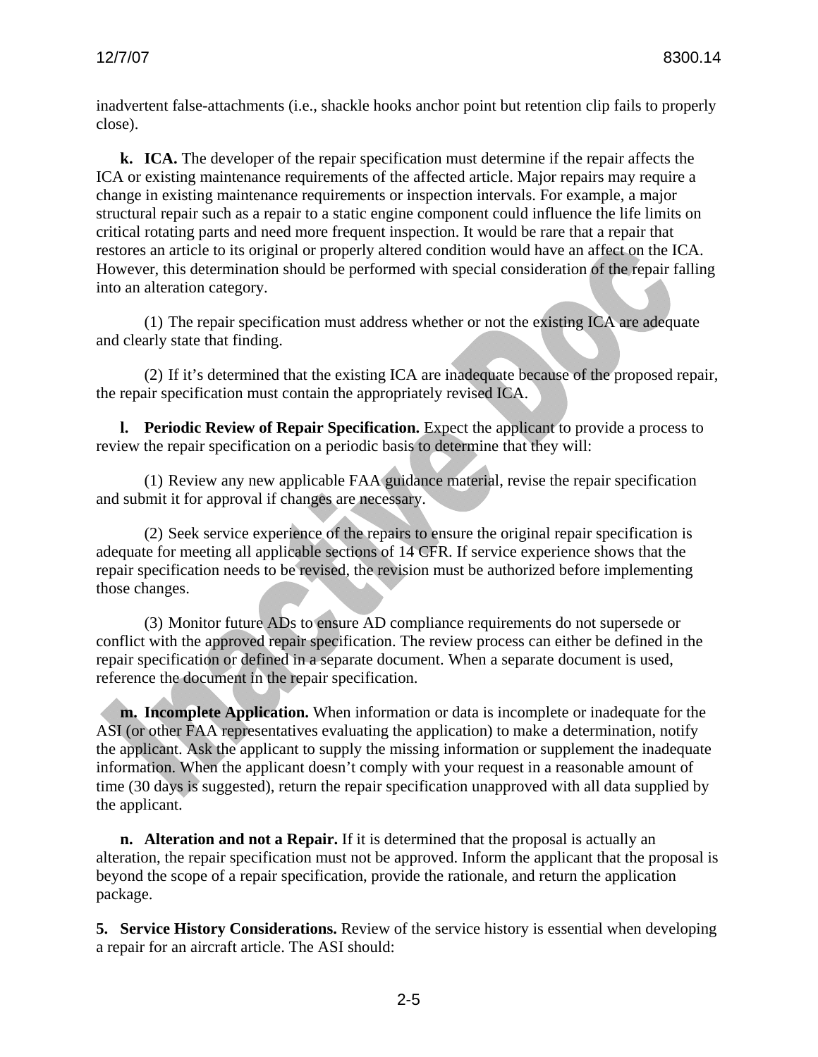inadvertent false-attachments (i.e., shackle hooks anchor point but retention clip fails to properly close).

**k. ICA.** The developer of the repair specification must determine if the repair affects the ICA or existing maintenance requirements of the affected article. Major repairs may require a change in existing maintenance requirements or inspection intervals. For example, a major structural repair such as a repair to a static engine component could influence the life limits on critical rotating parts and need more frequent inspection. It would be rare that a repair that restores an article to its original or properly altered condition would have an affect on the ICA. However, this determination should be performed with special consideration of the repair falling into an alteration category.

(1) The repair specification must address whether or not the existing ICA are adequate and clearly state that finding.

(2) If it's determined that the existing ICA are inadequate because of the proposed repair, the repair specification must contain the appropriately revised ICA.

**l. Periodic Review of Repair Specification.** Expect the applicant to provide a process to review the repair specification on a periodic basis to determine that they will:

(1) Review any new applicable FAA guidance material, revise the repair specification and submit it for approval if changes are necessary.

(2) Seek service experience of the repairs to ensure the original repair specification is adequate for meeting all applicable sections of 14 CFR. If service experience shows that the repair specification needs to be revised, the revision must be authorized before implementing those changes.

(3) Monitor future ADs to ensure AD compliance requirements do not supersede or conflict with the approved repair specification. The review process can either be defined in the repair specification or defined in a separate document. When a separate document is used, reference the document in the repair specification.

**m. Incomplete Application.** When information or data is incomplete or inadequate for the ASI (or other FAA representatives evaluating the application) to make a determination, notify the applicant. Ask the applicant to supply the missing information or supplement the inadequate information. When the applicant doesn't comply with your request in a reasonable amount of time (30 days is suggested), return the repair specification unapproved with all data supplied by the applicant.

**n. Alteration and not a Repair.** If it is determined that the proposal is actually an alteration, the repair specification must not be approved. Inform the applicant that the proposal is beyond the scope of a repair specification, provide the rationale, and return the application package.

**5. Service History Considerations.** Review of the service history is essential when developing a repair for an aircraft article. The ASI should: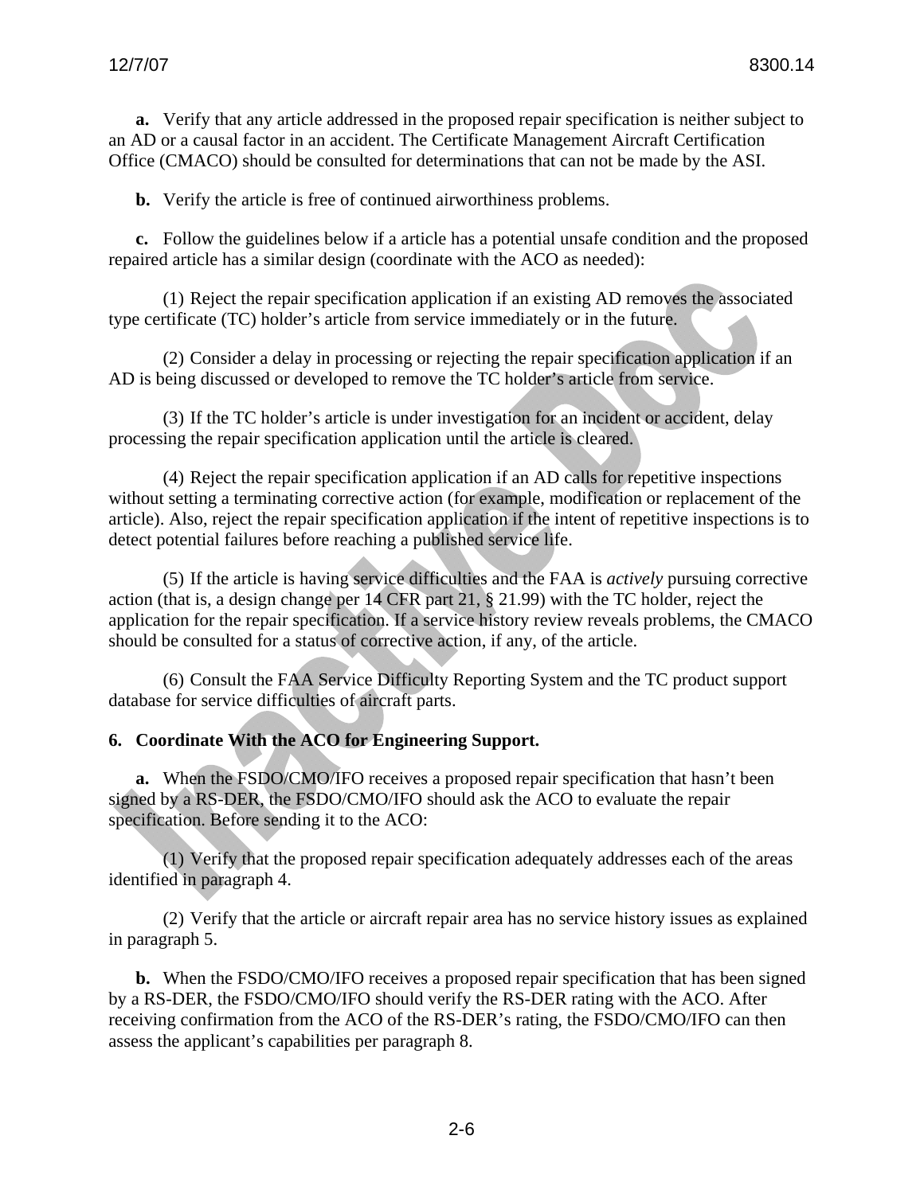**a.** Verify that any article addressed in the proposed repair specification is neither subject to an AD or a causal factor in an accident. The Certificate Management Aircraft Certification Office (CMACO) should be consulted for determinations that can not be made by the ASI.

**b.** Verify the article is free of continued airworthiness problems.

**c.** Follow the guidelines below if a article has a potential unsafe condition and the proposed repaired article has a similar design (coordinate with the ACO as needed):

(1) Reject the repair specification application if an existing AD removes the associated type certificate (TC) holder's article from service immediately or in the future.

(2) Consider a delay in processing or rejecting the repair specification application if an AD is being discussed or developed to remove the TC holder's article from service.

(3) If the TC holder's article is under investigation for an incident or accident, delay processing the repair specification application until the article is cleared.

(4) Reject the repair specification application if an AD calls for repetitive inspections without setting a terminating corrective action (for example, modification or replacement of the article). Also, reject the repair specification application if the intent of repetitive inspections is to detect potential failures before reaching a published service life.

(5) If the article is having service difficulties and the FAA is *actively* pursuing corrective action (that is, a design change per 14 CFR part 21, § 21.99) with the TC holder, reject the application for the repair specification. If a service history review reveals problems, the CMACO should be consulted for a status of corrective action, if any, of the article.

(6) Consult the FAA Service Difficulty Reporting System and the TC product support database for service difficulties of aircraft parts.

**6. Coordinate With the ACO for Engineering Support.**

**a.** When the FSDO/CMO/IFO receives a proposed repair specification that hasn't been signed by a RS-DER, the FSDO/CMO/IFO should ask the ACO to evaluate the repair specification. Before sending it to the ACO:

(1) Verify that the proposed repair specification adequately addresses each of the areas identified in paragraph 4.

(2) Verify that the article or aircraft repair area has no service history issues as explained in paragraph 5.

**b.** When the FSDO/CMO/IFO receives a proposed repair specification that has been signed by a RS-DER, the FSDO/CMO/IFO should verify the RS-DER rating with the ACO. After receiving confirmation from the ACO of the RS-DER's rating, the FSDO/CMO/IFO can then assess the applicant's capabilities per paragraph 8.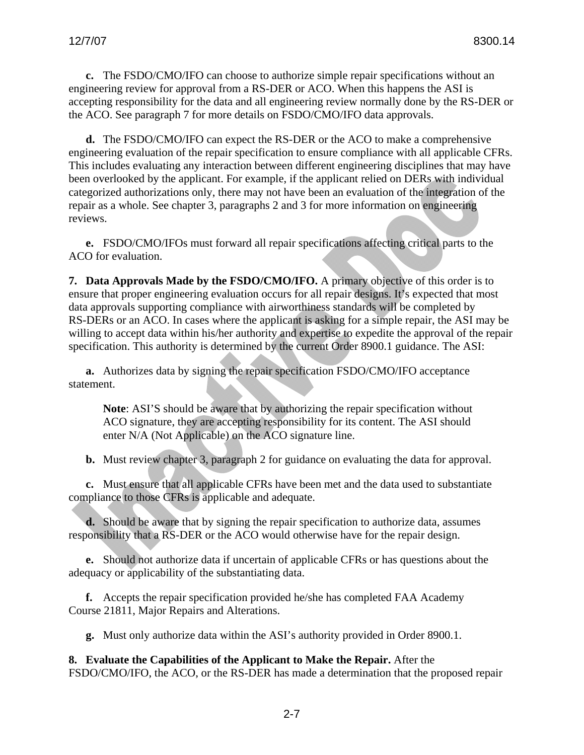**c.** The FSDO/CMO/IFO can choose to authorize simple repair specifications without an engineering review for approval from a RS-DER or ACO. When this happens the ASI is accepting responsibility for the data and all engineering review normally done by the RS-DER or the ACO. See paragraph 7 for more details on FSDO/CMO/IFO data approvals.

**d.** The FSDO/CMO/IFO can expect the RS-DER or the ACO to make a comprehensive engineering evaluation of the repair specification to ensure compliance with all applicable CFRs. This includes evaluating any interaction between different engineering disciplines that may have been overlooked by the applicant. For example, if the applicant relied on DERs with individual categorized authorizations only, there may not have been an evaluation of the integration of the repair as a whole. See chapter 3, paragraphs 2 and 3 for more information on engineering reviews.

**e.** FSDO/CMO/IFOs must forward all repair specifications affecting critical parts to the ACO for evaluation.

**7. Data Approvals Made by the FSDO/CMO/IFO.** A primary objective of this order is to ensure that proper engineering evaluation occurs for all repair designs. It's expected that most data approvals supporting compliance with airworthiness standards will be completed by RS-DERs or an ACO. In cases where the applicant is asking for a simple repair, the ASI may be willing to accept data within his/her authority and expertise to expedite the approval of the repair specification. This authority is determined by the current Order 8900.1 guidance. The ASI:

**a.** Authorizes data by signing the repair specification FSDO/CMO/IFO acceptance statement.

> **Note**: ASI'S should be aware that by authorizing the repair specification without ACO signature, they are accepting responsibility for its content. The ASI should enter N/A (Not Applicable) on the ACO signature line.

**b.** Must review chapter 3, paragraph 2 for guidance on evaluating the data for approval.

**c.** Must ensure that all applicable CFRs have been met and the data used to substantiate compliance to those CFRs is applicable and adequate.

**d.** Should be aware that by signing the repair specification to authorize data, assumes responsibility that a RS-DER or the ACO would otherwise have for the repair design.

**e.** Should not authorize data if uncertain of applicable CFRs or has questions about the adequacy or applicability of the substantiating data.

**f.** Accepts the repair specification provided he/she has completed FAA Academy Course 21811, Major Repairs and Alterations.

**g.** Must only authorize data within the ASI's authority provided in Order 8900.1.

**8. Evaluate the Capabilities of the Applicant to Make the Repair.** After the FSDO/CMO/IFO, the ACO, or the RS-DER has made a determination that the proposed repair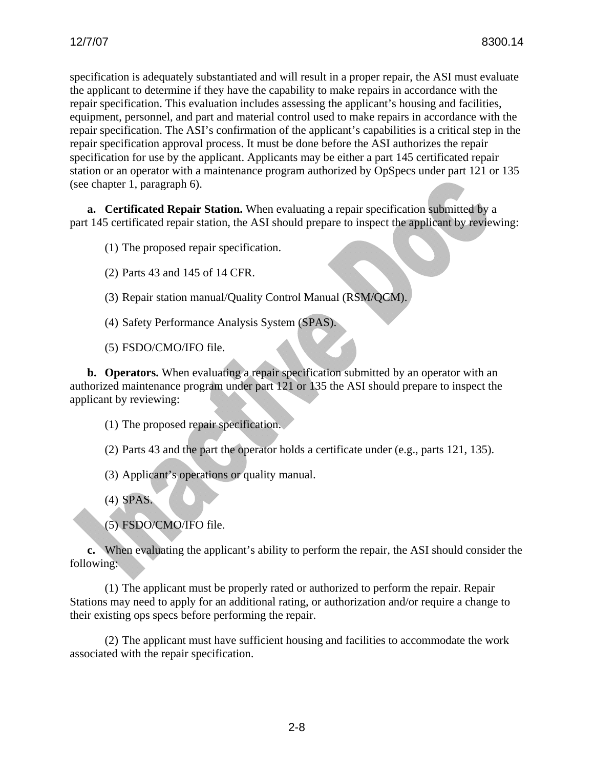specification is adequately substantiated and will result in a proper repair, the ASI must evaluate the applicant to determine if they have the capability to make repairs in accordance with the repair specification. This evaluation includes assessing the applicant's housing and facilities, equipment, personnel, and part and material control used to make repairs in accordance with the repair specification. The ASI's confirmation of the applicant's capabilities is a critical step in the repair specification approval process. It must be done before the ASI authorizes the repair specification for use by the applicant. Applicants may be either a part 145 certificated repair station or an operator with a maintenance program authorized by OpSpecs under part 121 or 135 (see chapter 1, paragraph 6).

**a. Certificated Repair Station.** When evaluating a repair specification submitted by a part 145 certificated repair station, the ASI should prepare to inspect the applicant by reviewing:

(1) The proposed repair specification.

(2) Parts 43 and 145 of 14 CFR.

(3) Repair station manual/Quality Control Manual (RSM/QCM).

(4) Safety Performance Analysis System (SPAS).

(5) FSDO/CMO/IFO file.

**b. Operators.** When evaluating a repair specification submitted by an operator with an authorized maintenance program under part 121 or 135 the ASI should prepare to inspect the applicant by reviewing:

(1) The proposed repair specification.

(2) Parts 43 and the part the operator holds a certificate under (e.g., parts 121, 135).

(3) Applicant's operations or quality manual.

(4) SPAS.

(5) FSDO/CMO/IFO file.

**c.** When evaluating the applicant's ability to perform the repair, the ASI should consider the following:

(1) The applicant must be properly rated or authorized to perform the repair. Repair Stations may need to apply for an additional rating, or authorization and/or require a change to their existing ops specs before performing the repair.

(2) The applicant must have sufficient housing and facilities to accommodate the work associated with the repair specification.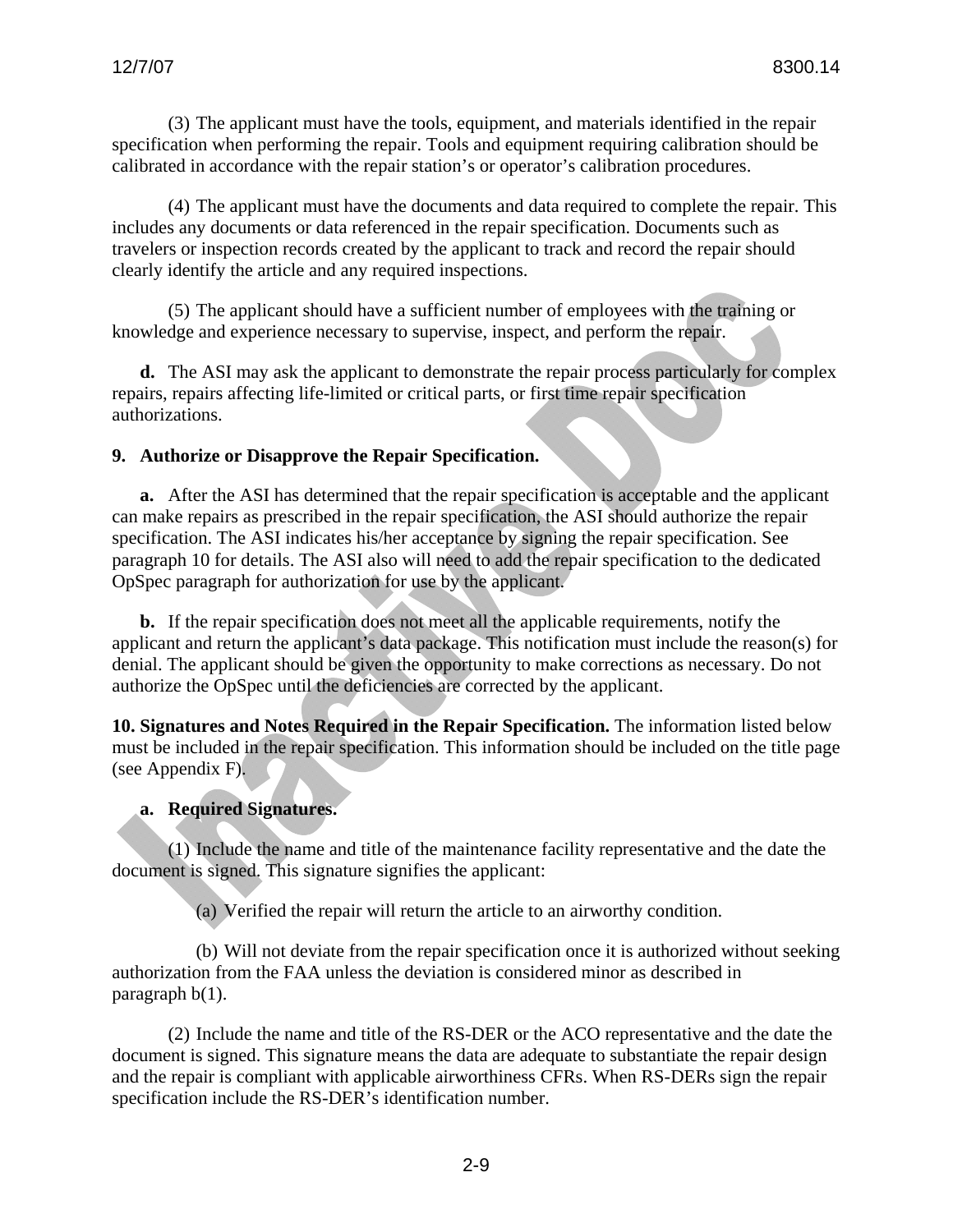(3) The applicant must have the tools, equipment, and materials identified in the repair specification when performing the repair. Tools and equipment requiring calibration should be calibrated in accordance with the repair station's or operator's calibration procedures.

(4) The applicant must have the documents and data required to complete the repair. This includes any documents or data referenced in the repair specification. Documents such as travelers or inspection records created by the applicant to track and record the repair should clearly identify the article and any required inspections.

(5) The applicant should have a sufficient number of employees with the training or knowledge and experience necessary to supervise, inspect, and perform the repair.

**d.** The ASI may ask the applicant to demonstrate the repair process particularly for complex repairs, repairs affecting life-limited or critical parts, or first time repair specification authorizations.

**9. Authorize or Disapprove the Repair Specification.**

**a.** After the ASI has determined that the repair specification is acceptable and the applicant can make repairs as prescribed in the repair specification, the ASI should authorize the repair specification. The ASI indicates his/her acceptance by signing the repair specification. See paragraph 10 for details. The ASI also will need to add the repair specification to the dedicated OpSpec paragraph for authorization for use by the applicant.

**b.** If the repair specification does not meet all the applicable requirements, notify the applicant and return the applicant's data package. This notification must include the reason(s) for denial. The applicant should be given the opportunity to make corrections as necessary. Do not authorize the OpSpec until the deficiencies are corrected by the applicant.

**10. Signatures and Notes Required in the Repair Specification.** The information listed below must be included in the repair specification. This information should be included on the title page (see Appendix F).

**a. Required Signatures.**

(1) Include the name and title of the maintenance facility representative and the date the document is signed. This signature signifies the applicant:

(a) Verified the repair will return the article to an airworthy condition.

(b) Will not deviate from the repair specification once it is authorized without seeking authorization from the FAA unless the deviation is considered minor as described in paragraph b(1).

(2) Include the name and title of the RS-DER or the ACO representative and the date the document is signed. This signature means the data are adequate to substantiate the repair design and the repair is compliant with applicable airworthiness CFRs. When RS-DERs sign the repair specification include the RS-DER's identification number.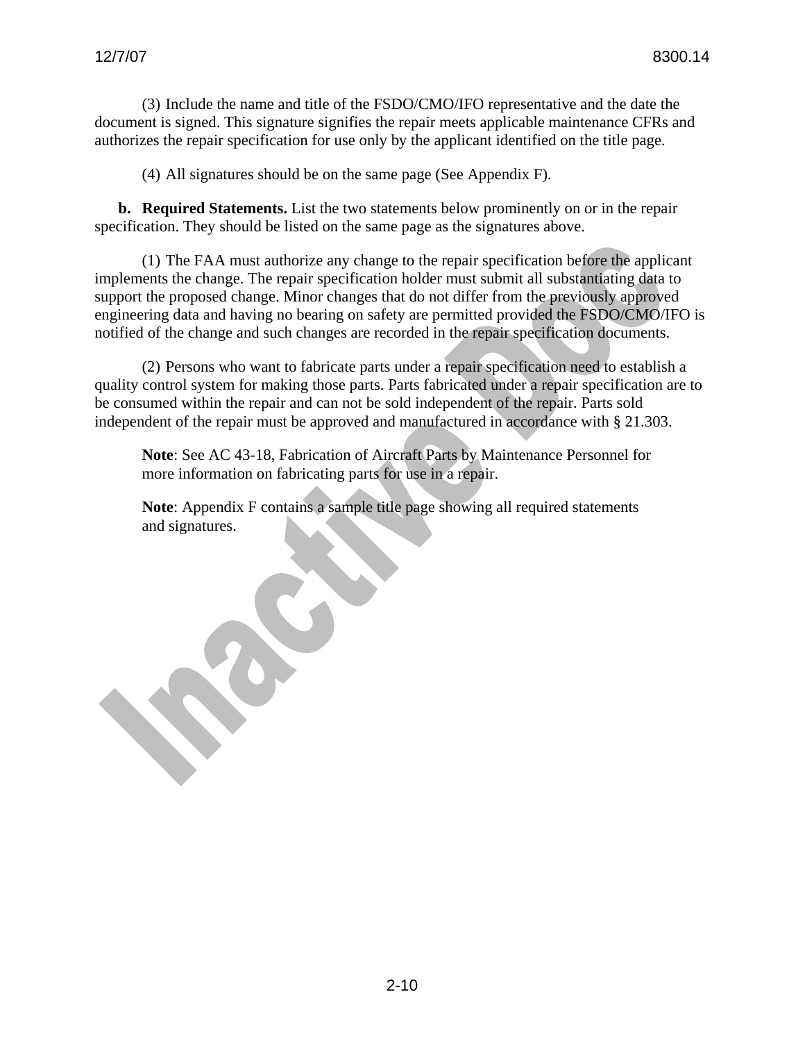(3) Include the name and title of the FSDO/CMO/IFO representative and the date the document is signed. This signature signifies the repair meets applicable maintenance CFRs and authorizes the repair specification for use only by the applicant identified on the title page.

(4) All signatures should be on the same page (See Appendix F).

**b. Required Statements.** List the two statements below prominently on or in the repair specification. They should be listed on the same page as the signatures above.

(1) The FAA must authorize any change to the repair specification before the applicant implements the change. The repair specification holder must submit all substantiating data to support the proposed change. Minor changes that do not differ from the previously approved engineering data and having no bearing on safety are permitted provided the FSDO/CMO/IFO is notified of the change and such changes are recorded in the repair specification documents.

(2) Persons who want to fabricate parts under a repair specification need to establish a quality control system for making those parts. Parts fabricated under a repair specification are to be consumed within the repair and can not be sold independent of the repair. Parts sold independent of the repair must be approved and manufactured in accordance with § 21.303.

**Note**: See AC 43-18, Fabrication of Aircraft Parts by Maintenance Personnel for more information on fabricating parts for use in a repair.

**Note**: Appendix F contains a sample title page showing all required statements and signatures.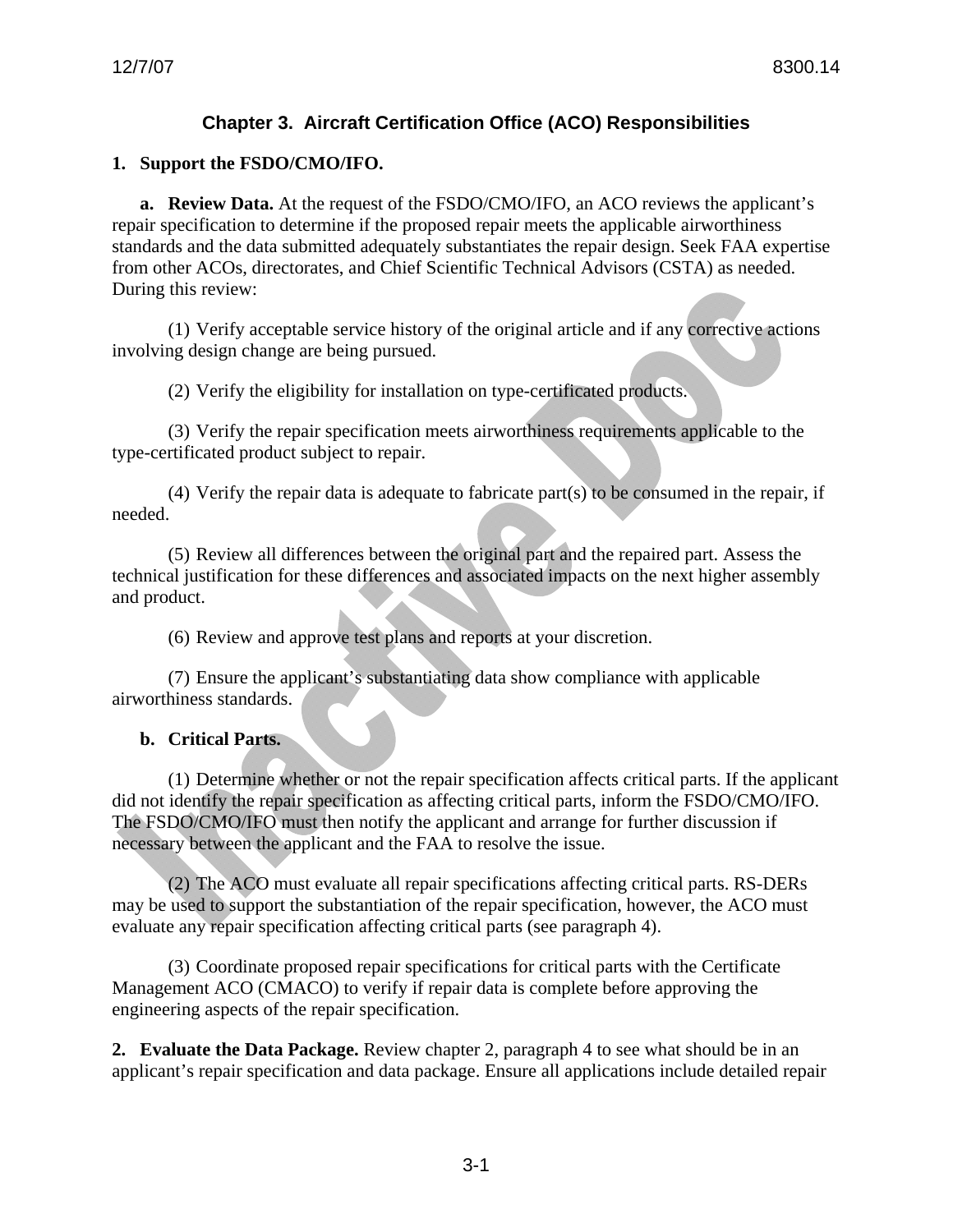## Chapter 3. Aircraft Certification Office (ACO) Responsibilities

**1. Support the FSDO/CMO/IFO.**

**a. Review Data.** At the request of the FSDO/CMO/IFO, an ACO reviews the applicant's repair specification to determine if the proposed repair meets the applicable airworthiness standards and the data submitted adequately substantiates the repair design. Seek FAA expertise from other ACOs, directorates, and Chief Scientific Technical Advisors (CSTA) as needed. During this review:

(1) Verify acceptable service history of the original article and if any corrective actions involving design change are being pursued.

(2) Verify the eligibility for installation on type-certificated products.

(3) Verify the repair specification meets airworthiness requirements applicable to the type-certificated product subject to repair.

(4) Verify the repair data is adequate to fabricate part(s) to be consumed in the repair, if needed.

(5) Review all differences between the original part and the repaired part. Assess the technical justification for these differences and associated impacts on the next higher assembly and product.

(6) Review and approve test plans and reports at your discretion.

(7) Ensure the applicant's substantiating data show compliance with applicable airworthiness standards.

**b. Critical Parts.**

(1) Determine whether or not the repair specification affects critical parts. If the applicant did not identify the repair specification as affecting critical parts, inform the FSDO/CMO/IFO. The FSDO/CMO/IFO must then notify the applicant and arrange for further discussion if necessary between the applicant and the FAA to resolve the issue.

(2) The ACO must evaluate all repair specifications affecting critical parts. RS-DERs may be used to support the substantiation of the repair specification, however, the ACO must evaluate any repair specification affecting critical parts (see paragraph 4).

(3) Coordinate proposed repair specifications for critical parts with the Certificate Management ACO (CMACO) to verify if repair data is complete before approving the engineering aspects of the repair specification.

**2. Evaluate the Data Package.** Review chapter 2, paragraph 4 to see what should be in an applicant's repair specification and data package. Ensure all applications include detailed repair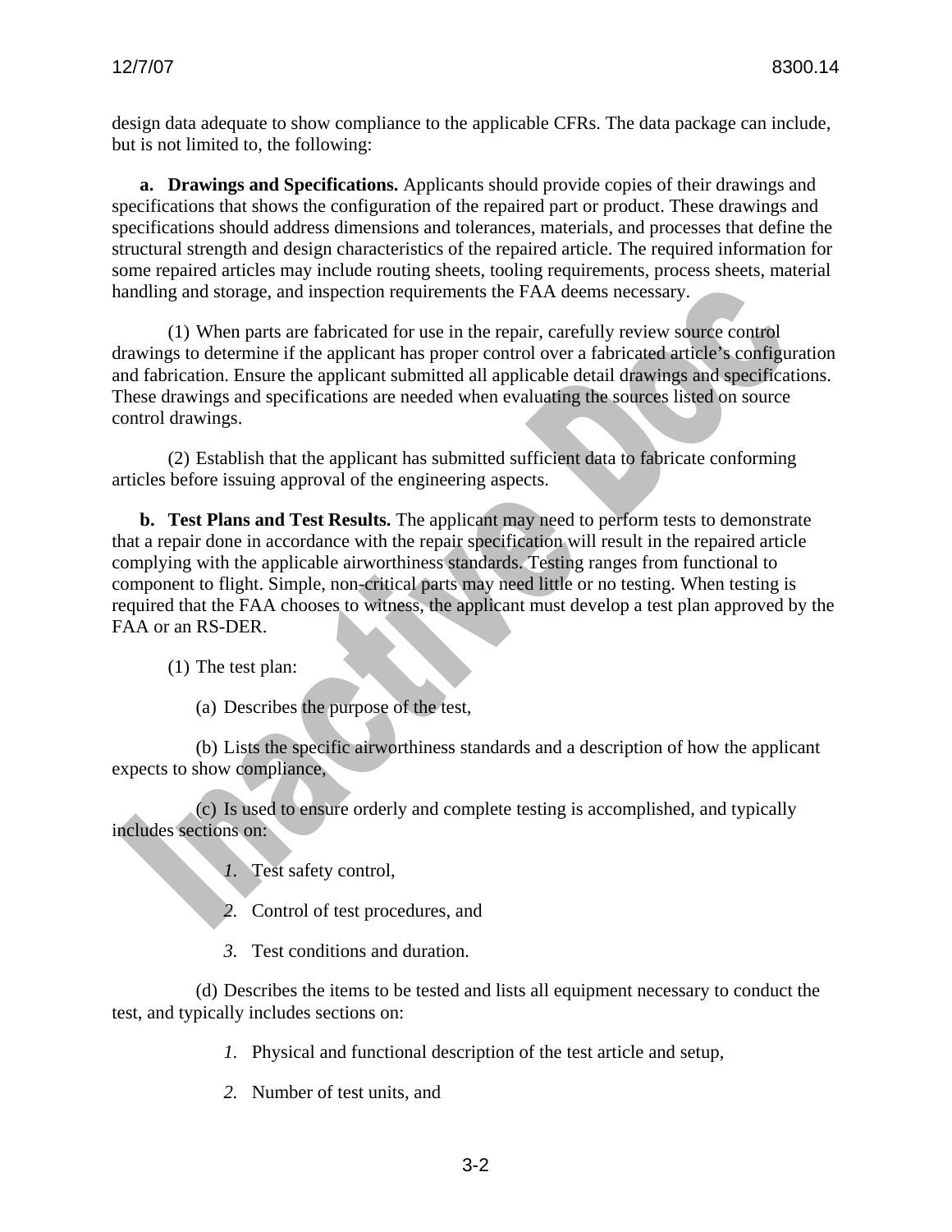design data adequate to show compliance to the applicable CFRs. The data package can include, but is not limited to, the following:

**a. Drawings and Specifications.** Applicants should provide copies of their drawings and specifications that shows the configuration of the repaired part or product. These drawings and specifications should address dimensions and tolerances, materials, and processes that define the structural strength and design characteristics of the repaired article. The required information for some repaired articles may include routing sheets, tooling requirements, process sheets, material handling and storage, and inspection requirements the FAA deems necessary.

(1) When parts are fabricated for use in the repair, carefully review source control drawings to determine if the applicant has proper control over a fabricated article's configuration and fabrication. Ensure the applicant submitted all applicable detail drawings and specifications. These drawings and specifications are needed when evaluating the sources listed on source control drawings.

(2) Establish that the applicant has submitted sufficient data to fabricate conforming articles before issuing approval of the engineering aspects.

**b. Test Plans and Test Results.** The applicant may need to perform tests to demonstrate that a repair done in accordance with the repair specification will result in the repaired article complying with the applicable airworthiness standards. Testing ranges from functional to component to flight. Simple, non-critical parts may need little or no testing. When testing is required that the FAA chooses to witness, the applicant must develop a test plan approved by the FAA or an RS-DER.

(1) The test plan:

(a) Describes the purpose of the test,

(b) Lists the specific airworthiness standards and a description of how the applicant expects to show compliance,

(c) Is used to ensure orderly and complete testing is accomplished, and typically includes sections on:

*1.* Test safety control,

*2.* Control of test procedures, and

*3.* Test conditions and duration.

(d) Describes the items to be tested and lists all equipment necessary to conduct the test, and typically includes sections on:

*1.* Physical and functional description of the test article and setup,

*2.* Number of test units, and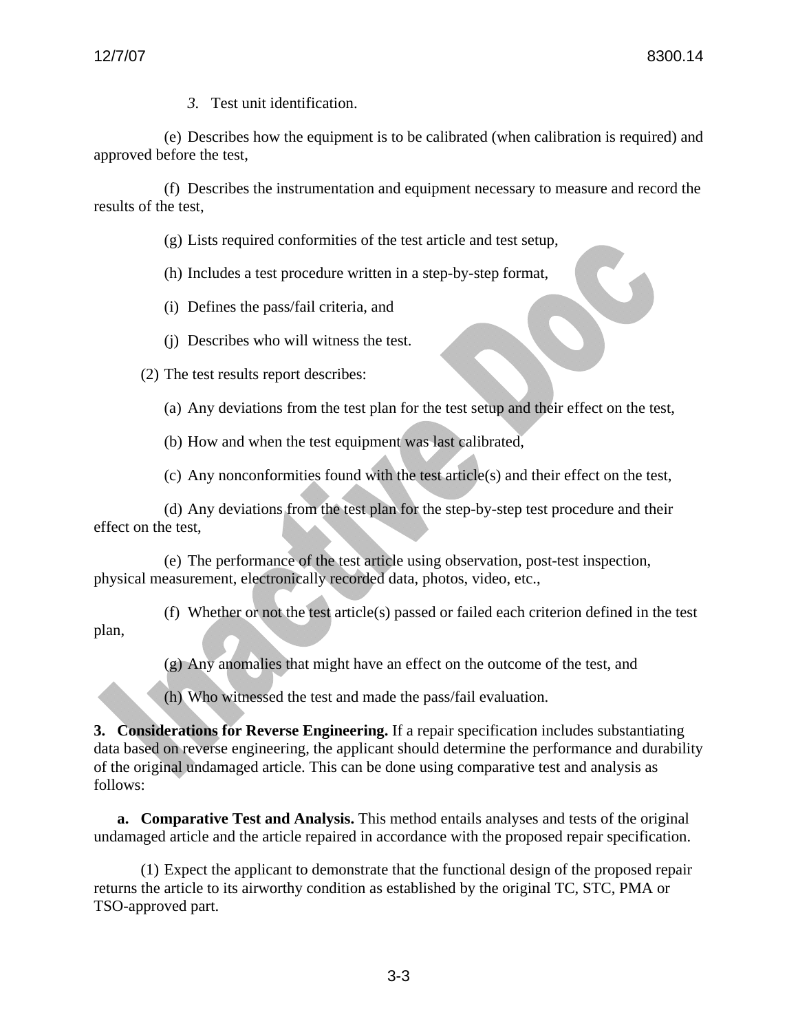*3*. Test unit identification.

(e) Describes how the equipment is to be calibrated (when calibration is required) and approved before the test,

(f) Describes the instrumentation and equipment necessary to measure and record the results of the test,

(g) Lists required conformities of the test article and test setup,

(h) Includes a test procedure written in a step-by-step format,

(i) Defines the pass/fail criteria, and

(j) Describes who will witness the test.

(2) The test results report describes:

(a) Any deviations from the test plan for the test setup and their effect on the test,

(b) How and when the test equipment was last calibrated,

(c) Any nonconformities found with the test article(s) and their effect on the test,

(d) Any deviations from the test plan for the step-by-step test procedure and their effect on the test,

(e) The performance of the test article using observation, post-test inspection, physical measurement, electronically recorded data, photos, video, etc.,

(f) Whether or not the test article(s) passed or failed each criterion defined in the test plan,

(g) Any anomalies that might have an effect on the outcome of the test, and

(h) Who witnessed the test and made the pass/fail evaluation.

**3. Considerations for Reverse Engineering.** If a repair specification includes substantiating data based on reverse engineering, the applicant should determine the performance and durability of the original undamaged article. This can be done using comparative test and analysis as follows:

**a. Comparative Test and Analysis.** This method entails analyses and tests of the original undamaged article and the article repaired in accordance with the proposed repair specification.

(1) Expect the applicant to demonstrate that the functional design of the proposed repair returns the article to its airworthy condition as established by the original TC, STC, PMA or TSO-approved part.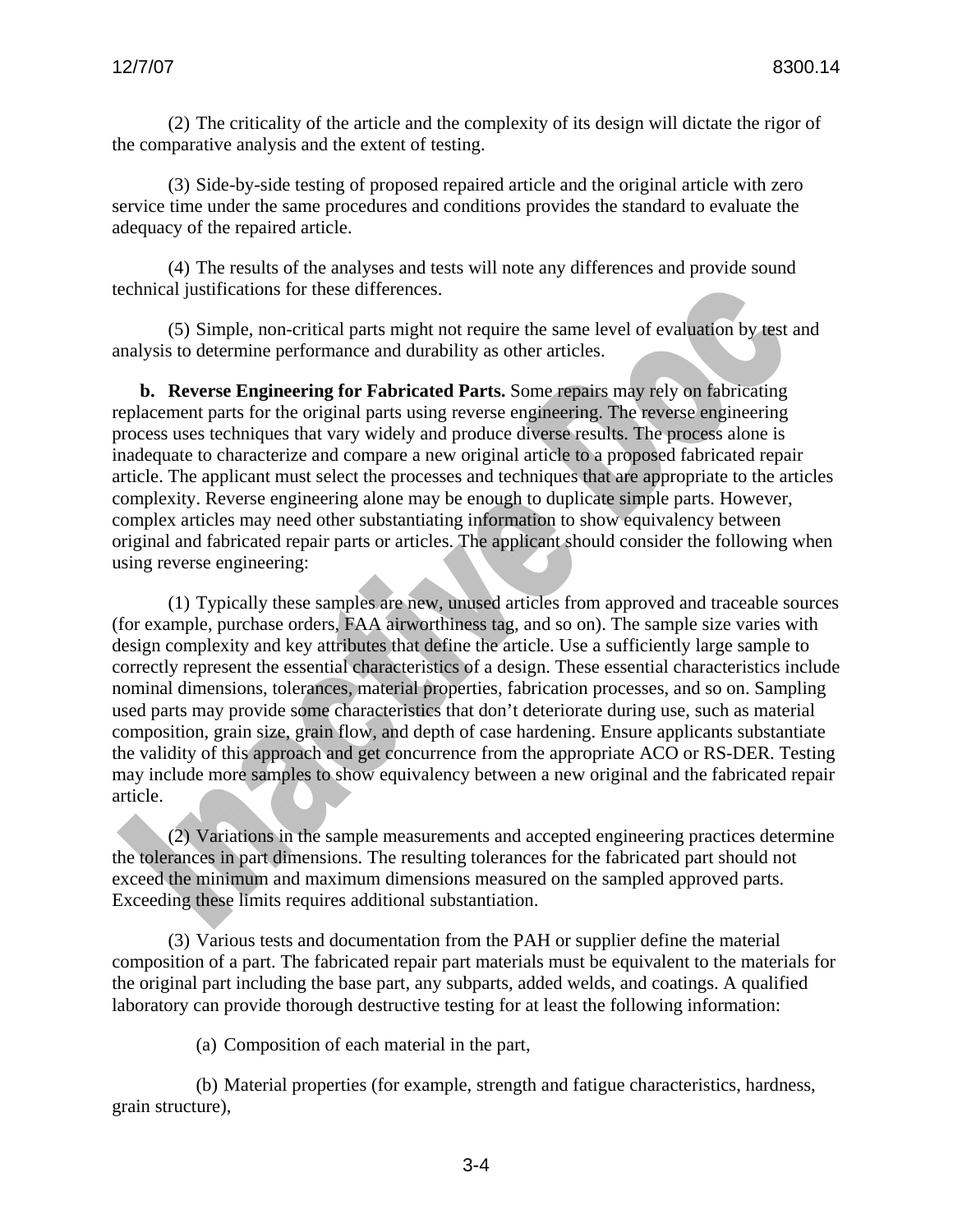(2) The criticality of the article and the complexity of its design will dictate the rigor of the comparative analysis and the extent of testing.

(3) Side-by-side testing of proposed repaired article and the original article with zero service time under the same procedures and conditions provides the standard to evaluate the adequacy of the repaired article.

(4) The results of the analyses and tests will note any differences and provide sound technical justifications for these differences.

(5) Simple, non-critical parts might not require the same level of evaluation by test and analysis to determine performance and durability as other articles.

**b. Reverse Engineering for Fabricated Parts.** Some repairs may rely on fabricating replacement parts for the original parts using reverse engineering. The reverse engineering process uses techniques that vary widely and produce diverse results. The process alone is inadequate to characterize and compare a new original article to a proposed fabricated repair article. The applicant must select the processes and techniques that are appropriate to the articles complexity. Reverse engineering alone may be enough to duplicate simple parts. However, complex articles may need other substantiating information to show equivalency between original and fabricated repair parts or articles. The applicant should consider the following when using reverse engineering:

(1) Typically these samples are new, unused articles from approved and traceable sources (for example, purchase orders, FAA airworthiness tag, and so on). The sample size varies with design complexity and key attributes that define the article. Use a sufficiently large sample to correctly represent the essential characteristics of a design. These essential characteristics include nominal dimensions, tolerances, material properties, fabrication processes, and so on. Sampling used parts may provide some characteristics that don't deteriorate during use, such as material composition, grain size, grain flow, and depth of case hardening. Ensure applicants substantiate the validity of this approach and get concurrence from the appropriate ACO or RS-DER. Testing may include more samples to show equivalency between a new original and the fabricated repair article.

(2) Variations in the sample measurements and accepted engineering practices determine the tolerances in part dimensions. The resulting tolerances for the fabricated part should not exceed the minimum and maximum dimensions measured on the sampled approved parts. Exceeding these limits requires additional substantiation.

(3) Various tests and documentation from the PAH or supplier define the material composition of a part. The fabricated repair part materials must be equivalent to the materials for the original part including the base part, any subparts, added welds, and coatings. A qualified laboratory can provide thorough destructive testing for at least the following information:

(a) Composition of each material in the part,

(b) Material properties (for example, strength and fatigue characteristics, hardness, grain structure),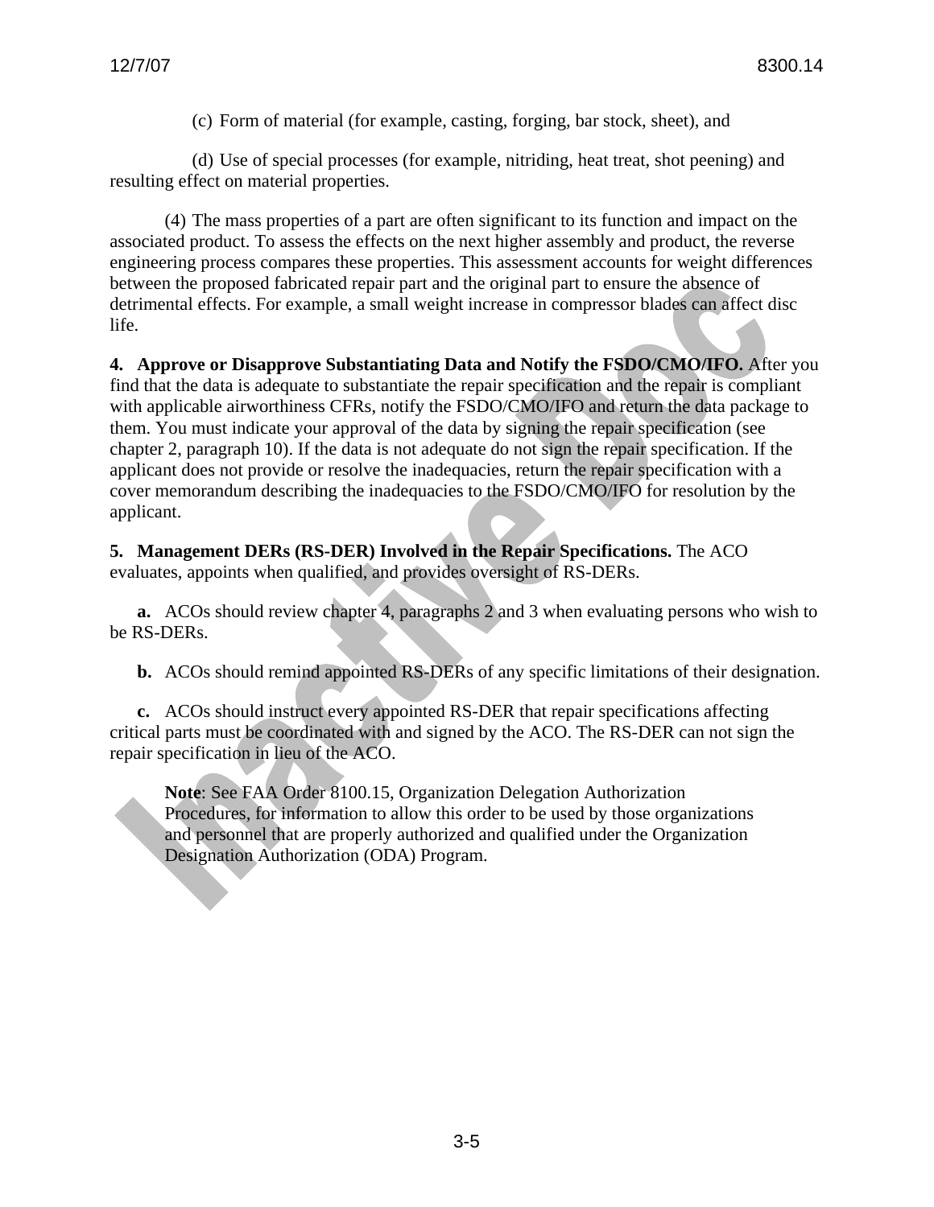(c) Form of material (for example, casting, forging, bar stock, sheet), and

(d) Use of special processes (for example, nitriding, heat treat, shot peening) and resulting effect on material properties.

(4) The mass properties of a part are often significant to its function and impact on the associated product. To assess the effects on the next higher assembly and product, the reverse engineering process compares these properties. This assessment accounts for weight differences between the proposed fabricated repair part and the original part to ensure the absence of detrimental effects. For example, a small weight increase in compressor blades can affect disc life.

**4. Approve or Disapprove Substantiating Data and Notify the FSDO/CMO/IFO.** After you find that the data is adequate to substantiate the repair specification and the repair is compliant with applicable airworthiness CFRs, notify the FSDO/CMO/IFO and return the data package to them. You must indicate your approval of the data by signing the repair specification (see chapter 2, paragraph 10). If the data is not adequate do not sign the repair specification. If the applicant does not provide or resolve the inadequacies, return the repair specification with a cover memorandum describing the inadequacies to the FSDO/CMO/IFO for resolution by the applicant.

**5. Management DERs (RS-DER) Involved in the Repair Specifications.** The ACO evaluates, appoints when qualified, and provides oversight of RS-DERs.

**a.** ACOs should review chapter 4, paragraphs 2 and 3 when evaluating persons who wish to be RS-DERs.

**b.** ACOs should remind appointed RS-DERs of any specific limitations of their designation.

**c.** ACOs should instruct every appointed RS-DER that repair specifications affecting critical parts must be coordinated with and signed by the ACO. The RS-DER can not sign the repair specification in lieu of the ACO.

> **Note**: See FAA Order 8100.15, Organization Delegation Authorization Procedures, for information to allow this order to be used by those organizations and personnel that are properly authorized and qualified under the Organization Designation Authorization (ODA) Program.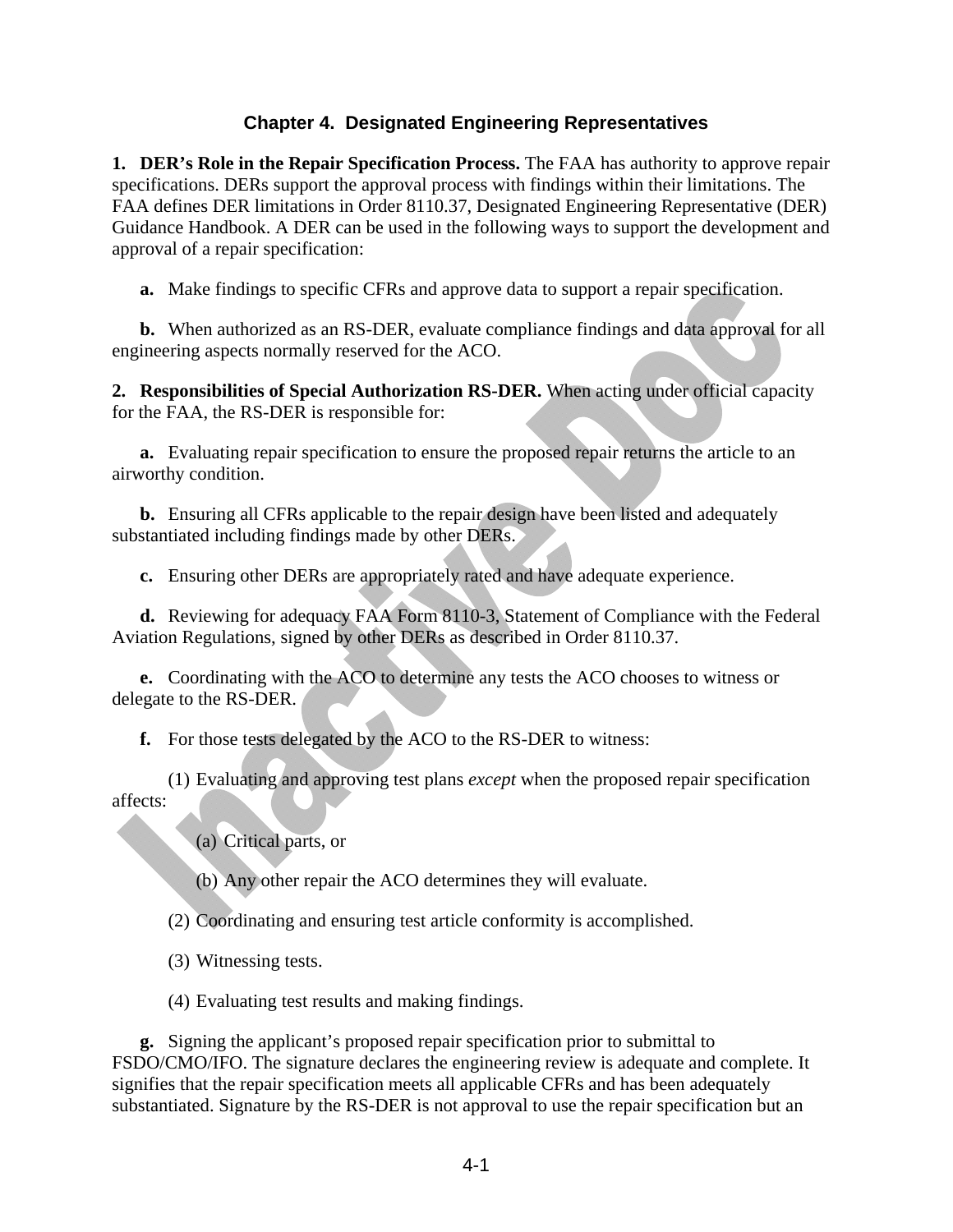## Chapter 4. Designated Engineering Representatives

**1. DER's Role in the Repair Specification Process.** The FAA has authority to approve repair specifications. DERs support the approval process with findings within their limitations. The FAA defines DER limitations in Order 8110.37, Designated Engineering Representative (DER) Guidance Handbook. A DER can be used in the following ways to support the development and approval of a repair specification:

**a.** Make findings to specific CFRs and approve data to support a repair specification.

**b.** When authorized as an RS-DER, evaluate compliance findings and data approval for all engineering aspects normally reserved for the ACO.

**2. Responsibilities of Special Authorization RS-DER.** When acting under official capacity for the FAA, the RS-DER is responsible for:

**a.** Evaluating repair specification to ensure the proposed repair returns the article to an airworthy condition.

**b.** Ensuring all CFRs applicable to the repair design have been listed and adequately substantiated including findings made by other DERs.

**c.** Ensuring other DERs are appropriately rated and have adequate experience.

**d.** Reviewing for adequacy FAA Form 8110-3, Statement of Compliance with the Federal Aviation Regulations, signed by other DERs as described in Order 8110.37.

**e.** Coordinating with the ACO to determine any tests the ACO chooses to witness or delegate to the RS-DER.

**f.** For those tests delegated by the ACO to the RS-DER to witness:

(1) Evaluating and approving test plans *except* when the proposed repair specification affects:

(a) Critical parts, or

(b) Any other repair the ACO determines they will evaluate.

(2) Coordinating and ensuring test article conformity is accomplished.

(3) Witnessing tests.

(4) Evaluating test results and making findings.

**g.** Signing the applicant's proposed repair specification prior to submittal to FSDO/CMO/IFO. The signature declares the engineering review is adequate and complete. It signifies that the repair specification meets all applicable CFRs and has been adequately substantiated. Signature by the RS-DER is not approval to use the repair specification but an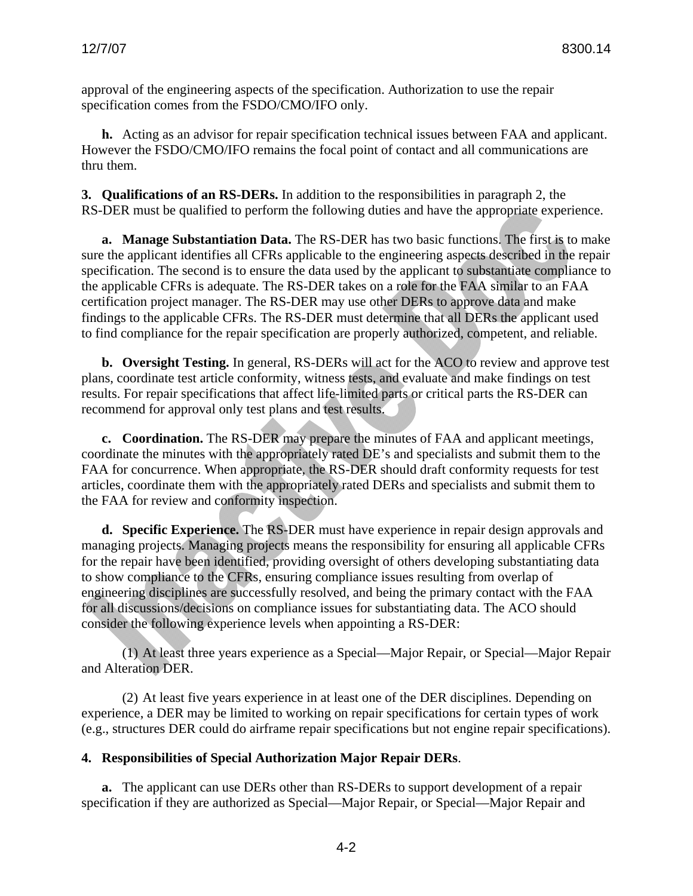approval of the engineering aspects of the specification. Authorization to use the repair specification comes from the FSDO/CMO/IFO only.

**h.** Acting as an advisor for repair specification technical issues between FAA and applicant. However the FSDO/CMO/IFO remains the focal point of contact and all communications are thru them.

**3. Qualifications of an RS-DERs.** In addition to the responsibilities in paragraph 2, the RS-DER must be qualified to perform the following duties and have the appropriate experience.

**a. Manage Substantiation Data.** The RS-DER has two basic functions. The first is to make sure the applicant identifies all CFRs applicable to the engineering aspects described in the repair specification. The second is to ensure the data used by the applicant to substantiate compliance to the applicable CFRs is adequate. The RS-DER takes on a role for the FAA similar to an FAA certification project manager. The RS-DER may use other DERs to approve data and make findings to the applicable CFRs. The RS-DER must determine that all DERs the applicant used to find compliance for the repair specification are properly authorized, competent, and reliable.

**b. Oversight Testing.** In general, RS-DERs will act for the ACO to review and approve test plans, coordinate test article conformity, witness tests, and evaluate and make findings on test results. For repair specifications that affect life-limited parts or critical parts the RS-DER can recommend for approval only test plans and test results.

**c. Coordination.** The RS-DER may prepare the minutes of FAA and applicant meetings, coordinate the minutes with the appropriately rated DE's and specialists and submit them to the FAA for concurrence. When appropriate, the RS-DER should draft conformity requests for test articles, coordinate them with the appropriately rated DERs and specialists and submit them to the FAA for review and conformity inspection.

**d. Specific Experience.** The RS-DER must have experience in repair design approvals and managing projects. Managing projects means the responsibility for ensuring all applicable CFRs for the repair have been identified, providing oversight of others developing substantiating data to show compliance to the CFRs, ensuring compliance issues resulting from overlap of engineering disciplines are successfully resolved, and being the primary contact with the FAA for all discussions/decisions on compliance issues for substantiating data. The ACO should consider the following experience levels when appointing a RS-DER:

(1) At least three years experience as a Special—Major Repair, or Special—Major Repair and Alteration DER.

(2) At least five years experience in at least one of the DER disciplines. Depending on experience, a DER may be limited to working on repair specifications for certain types of work (e.g., structures DER could do airframe repair specifications but not engine repair specifications).

**4. Responsibilities of Special Authorization Major Repair DERs**.

**a.** The applicant can use DERs other than RS-DERs to support development of a repair specification if they are authorized as Special—Major Repair, or Special—Major Repair and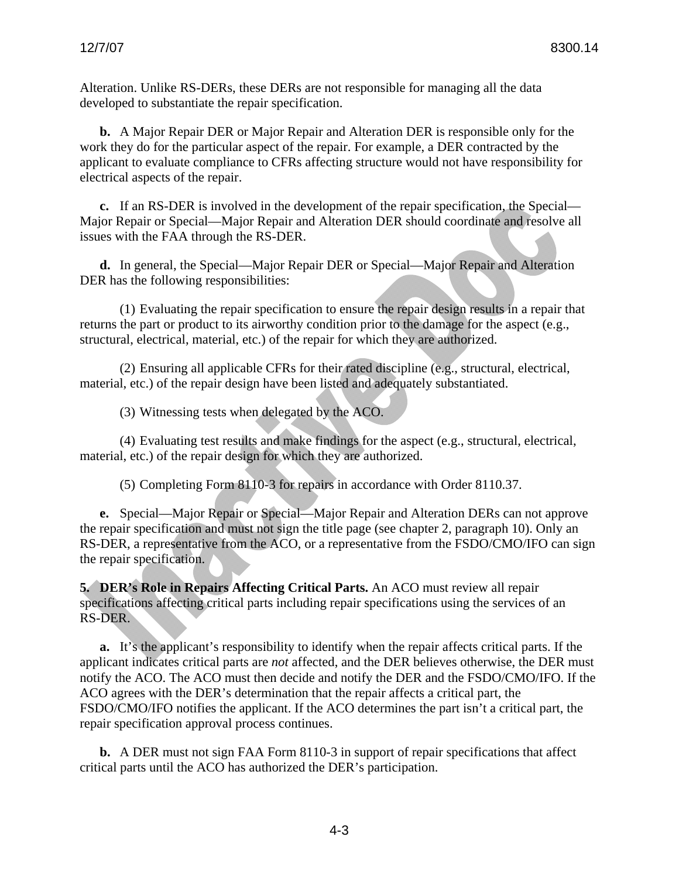Alteration. Unlike RS-DERs, these DERs are not responsible for managing all the data developed to substantiate the repair specification.

**b.** A Major Repair DER or Major Repair and Alteration DER is responsible only for the work they do for the particular aspect of the repair. For example, a DER contracted by the applicant to evaluate compliance to CFRs affecting structure would not have responsibility for electrical aspects of the repair.

**c.** If an RS-DER is involved in the development of the repair specification, the Special—Major Repair or Special—Major Repair and Alteration DER should coordinate and resolve all issues with the FAA through the RS-DER.

**d.** In general, the Special—Major Repair DER or Special—Major Repair and Alteration DER has the following responsibilities:

(1) Evaluating the repair specification to ensure the repair design results in a repair that returns the part or product to its airworthy condition prior to the damage for the aspect (e.g., structural, electrical, material, etc.) of the repair for which they are authorized.

(2) Ensuring all applicable CFRs for their rated discipline (e.g., structural, electrical, material, etc.) of the repair design have been listed and adequately substantiated.

(3) Witnessing tests when delegated by the ACO.

(4) Evaluating test results and make findings for the aspect (e.g., structural, electrical, material, etc.) of the repair design for which they are authorized.

(5) Completing Form 8110-3 for repairs in accordance with Order 8110.37.

**e.** Special—Major Repair or Special—Major Repair and Alteration DERs can not approve the repair specification and must not sign the title page (see chapter 2, paragraph 10). Only an RS-DER, a representative from the ACO, or a representative from the FSDO/CMO/IFO can sign the repair specification.

**5. DER's Role in Repairs Affecting Critical Parts.** An ACO must review all repair specifications affecting critical parts including repair specifications using the services of an RS-DER.

**a.** It's the applicant's responsibility to identify when the repair affects critical parts. If the applicant indicates critical parts are *not* affected, and the DER believes otherwise, the DER must notify the ACO. The ACO must then decide and notify the DER and the FSDO/CMO/IFO. If the ACO agrees with the DER's determination that the repair affects a critical part, the FSDO/CMO/IFO notifies the applicant. If the ACO determines the part isn't a critical part, the repair specification approval process continues.

**b.** A DER must not sign FAA Form 8110-3 in support of repair specifications that affect critical parts until the ACO has authorized the DER's participation.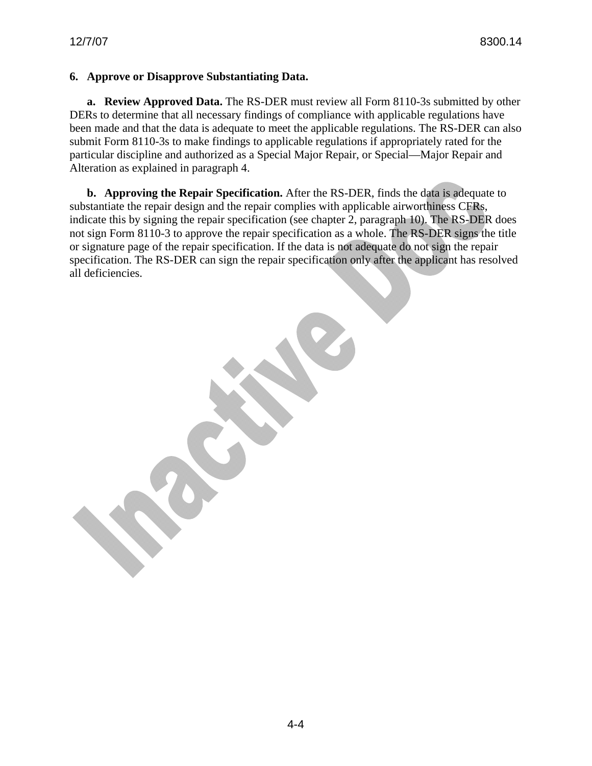**6. Approve or Disapprove Substantiating Data.**

**a. Review Approved Data.** The RS-DER must review all Form 8110-3s submitted by other DERs to determine that all necessary findings of compliance with applicable regulations have been made and that the data is adequate to meet the applicable regulations. The RS-DER can also submit Form 8110-3s to make findings to applicable regulations if appropriately rated for the particular discipline and authorized as a Special Major Repair, or Special—Major Repair and Alteration as explained in paragraph 4.

**b. Approving the Repair Specification.** After the RS-DER, finds the data is adequate to substantiate the repair design and the repair complies with applicable airworthiness CFRs, indicate this by signing the repair specification (see chapter 2, paragraph 10). The RS-DER does not sign Form 8110-3 to approve the repair specification as a whole. The RS-DER signs the title or signature page of the repair specification. If the data is not adequate do not sign the repair specification. The RS-DER can sign the repair specification only after the applicant has resolved all deficiencies.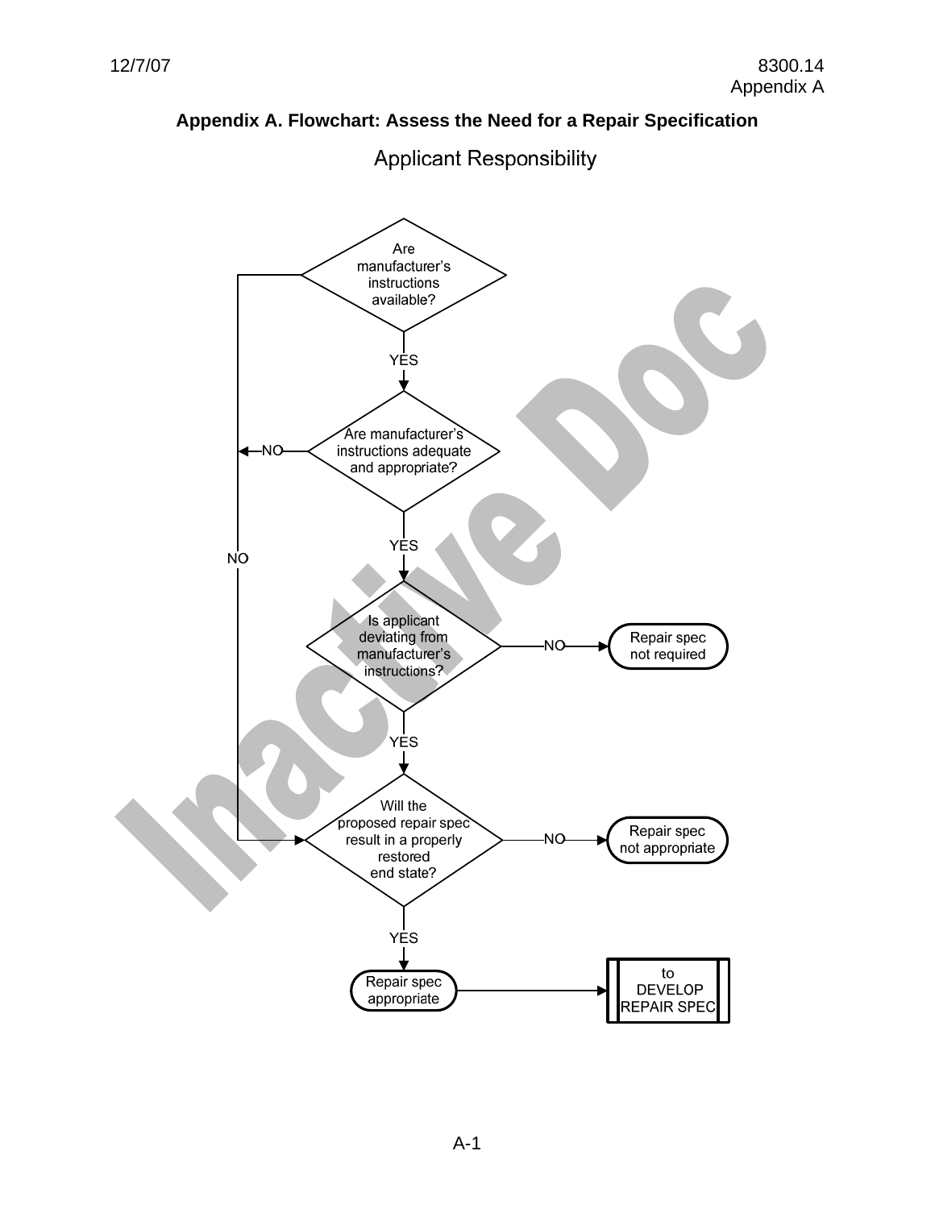# Appendix A. Flowchart: Assess the Need for a Repair Specification

## Applicant Responsibility

Are manufacturer's instructions available?

- NO → Will the proposed repair spec result in a properly restored end state?
- YES → Are manufacturer's instructions adequate and appropriate?

Are manufacturer's instructions adequate and appropriate?

- NO → Will the proposed repair spec result in a properly restored end state?
- YES → Is applicant deviating from manufacturer's instructions?

Is applicant deviating from manufacturer's instructions?

- NO → Repair spec not required
- YES → Will the proposed repair spec result in a properly restored end state?

Will the proposed repair spec result in a properly restored end state?

- NO → Repair spec not appropriate
- YES → Repair spec appropriate → to DEVELOP REPAIR SPEC

Inactive Doc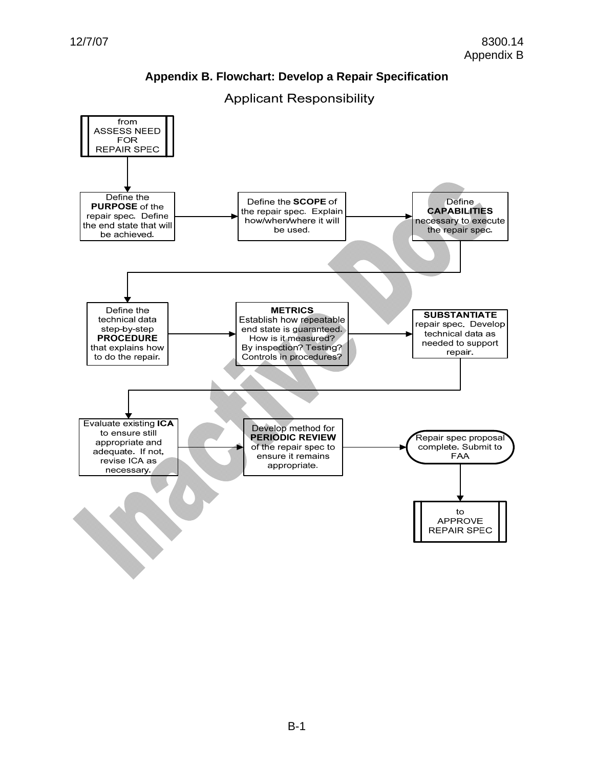# Appendix B. Flowchart: Develop a Repair Specification

## Applicant Responsibility

from ASSESS NEED FOR REPAIR SPEC

↓

Define the **PURPOSE** of the repair spec. Define the end state that will be achieved.

→ Define the **SCOPE** of the repair spec. Explain how/when/where it will be used.

→ Define **CAPABILITIES** necessary to execute the repair spec.

↓

Define the technical data step-by-step **PROCEDURE** that explains how to do the repair.

→ **METRICS** Establish how repeatable end state is guaranteed. How is it measured? By inspection? Testing? Controls in procedures?

→ **SUBSTANTIATE** repair spec. Develop technical data as needed to support repair.

↓

Evaluate existing **ICA** to ensure still appropriate and adequate. If not, revise ICA as necessary.

→ Develop method for **PERIODIC REVIEW** of the repair spec to ensure it remains appropriate.

→ Repair spec proposal complete. Submit to FAA

↓

to APPROVE REPAIR SPEC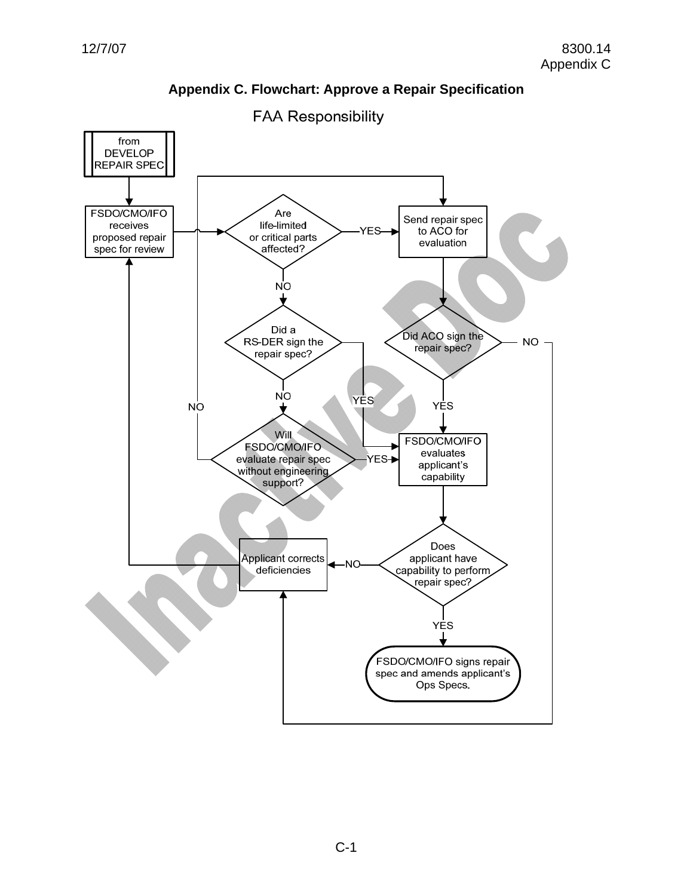# Appendix C. Flowchart: Approve a Repair Specification

FAA Responsibility

from DEVELOP REPAIR SPEC

FSDO/CMO/IFO receives proposed repair spec for review

Are life-limited or critical parts affected?

YES

Send repair spec to ACO for evaluation

NO

Did a RS-DER sign the repair spec?

Did ACO sign the repair spec?

NO

NO

YES

NO

YES

Will FSDO/CMO/IFO evaluate repair spec without engineering support?

YES

FSDO/CMO/IFO evaluates applicant's capability

Applicant corrects deficiencies

NO

Does applicant have capability to perform repair spec?

YES

FSDO/CMO/IFO signs repair spec and amends applicant's Ops Specs.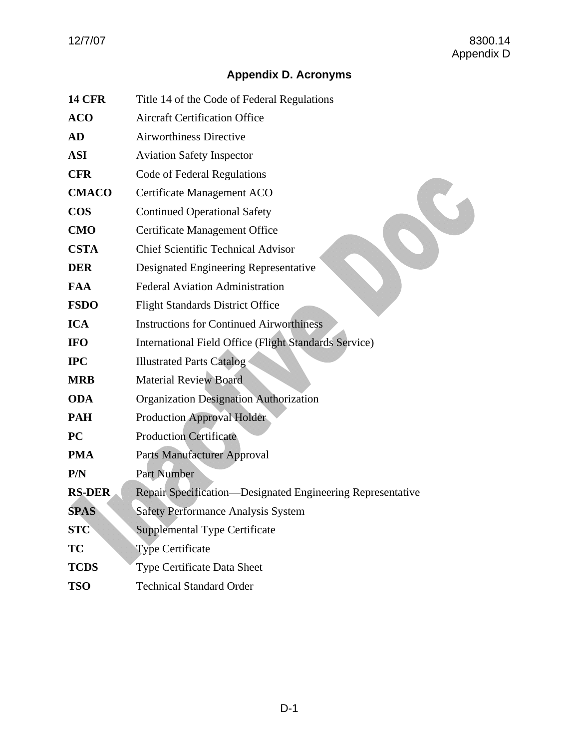# Appendix D. Acronyms

| | |
|---|---|
| **14 CFR** | Title 14 of the Code of Federal Regulations |
| **ACO** | Aircraft Certification Office |
| **AD** | Airworthiness Directive |
| **ASI** | Aviation Safety Inspector |
| **CFR** | Code of Federal Regulations |
| **CMACO** | Certificate Management ACO |
| **COS** | Continued Operational Safety |
| **CMO** | Certificate Management Office |
| **CSTA** | Chief Scientific Technical Advisor |
| **DER** | Designated Engineering Representative |
| **FAA** | Federal Aviation Administration |
| **FSDO** | Flight Standards District Office |
| **ICA** | Instructions for Continued Airworthiness |
| **IFO** | International Field Office (Flight Standards Service) |
| **IPC** | Illustrated Parts Catalog |
| **MRB** | Material Review Board |
| **ODA** | Organization Designation Authorization |
| **PAH** | Production Approval Holder |
| **PC** | Production Certificate |
| **PMA** | Parts Manufacturer Approval |
| **P/N** | Part Number |
| **RS-DER** | Repair Specification—Designated Engineering Representative |
| **SPAS** | Safety Performance Analysis System |
| **STC** | Supplemental Type Certificate |
| **TC** | Type Certificate |
| **TCDS** | Type Certificate Data Sheet |
| **TSO** | Technical Standard Order |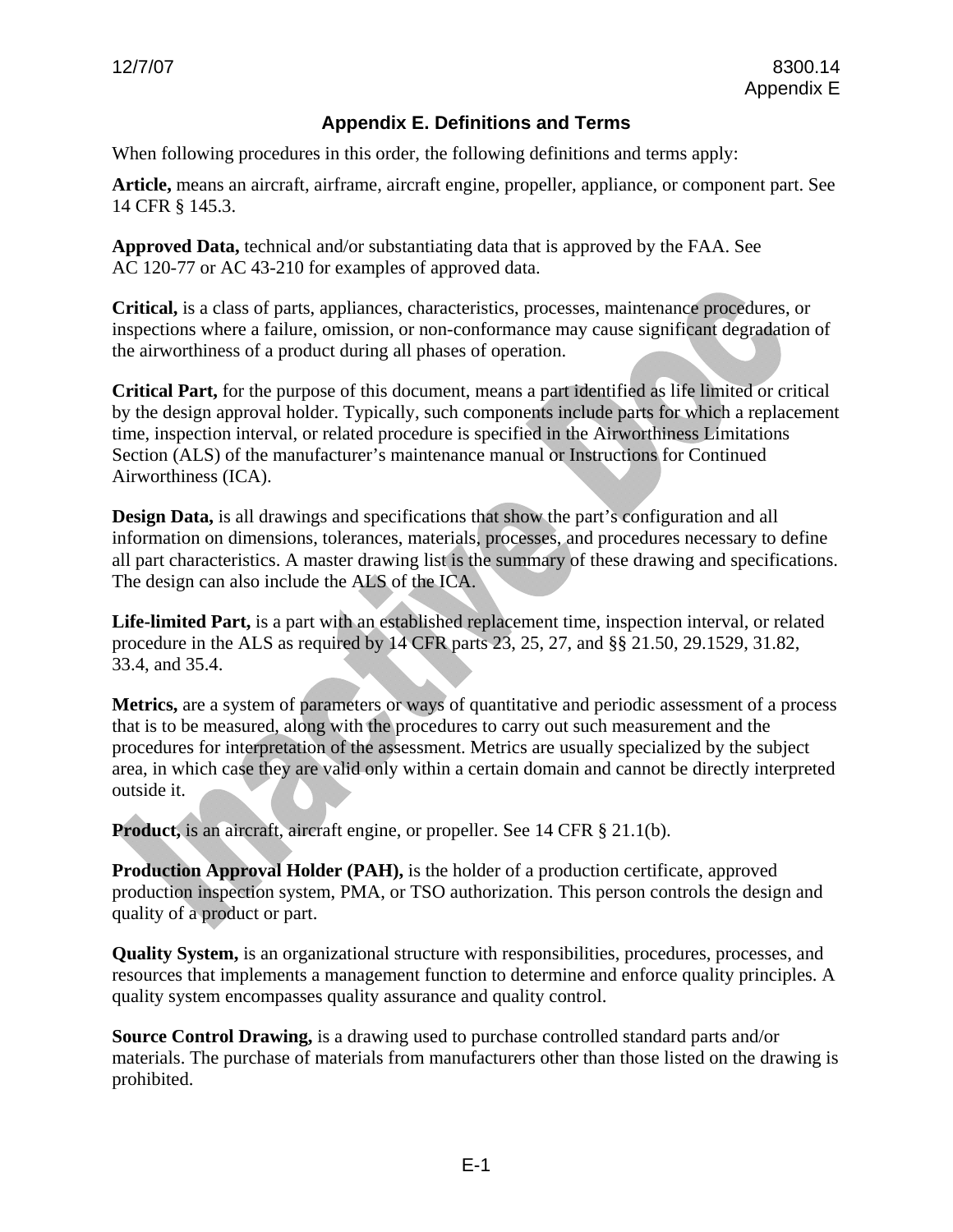## Appendix E. Definitions and Terms

When following procedures in this order, the following definitions and terms apply:

**Article,** means an aircraft, airframe, aircraft engine, propeller, appliance, or component part. See 14 CFR § 145.3.

**Approved Data,** technical and/or substantiating data that is approved by the FAA. See AC 120-77 or AC 43-210 for examples of approved data.

**Critical,** is a class of parts, appliances, characteristics, processes, maintenance procedures, or inspections where a failure, omission, or non-conformance may cause significant degradation of the airworthiness of a product during all phases of operation.

**Critical Part,** for the purpose of this document, means a part identified as life limited or critical by the design approval holder. Typically, such components include parts for which a replacement time, inspection interval, or related procedure is specified in the Airworthiness Limitations Section (ALS) of the manufacturer's maintenance manual or Instructions for Continued Airworthiness (ICA).

**Design Data,** is all drawings and specifications that show the part's configuration and all information on dimensions, tolerances, materials, processes, and procedures necessary to define all part characteristics. A master drawing list is the summary of these drawing and specifications. The design can also include the ALS of the ICA.

**Life-limited Part,** is a part with an established replacement time, inspection interval, or related procedure in the ALS as required by 14 CFR parts 23, 25, 27, and §§ 21.50, 29.1529, 31.82, 33.4, and 35.4.

**Metrics,** are a system of parameters or ways of quantitative and periodic assessment of a process that is to be measured, along with the procedures to carry out such measurement and the procedures for interpretation of the assessment. Metrics are usually specialized by the subject area, in which case they are valid only within a certain domain and cannot be directly interpreted outside it.

**Product,** is an aircraft, aircraft engine, or propeller. See 14 CFR § 21.1(b).

**Production Approval Holder (PAH),** is the holder of a production certificate, approved production inspection system, PMA, or TSO authorization. This person controls the design and quality of a product or part.

**Quality System,** is an organizational structure with responsibilities, procedures, processes, and resources that implements a management function to determine and enforce quality principles. A quality system encompasses quality assurance and quality control.

**Source Control Drawing,** is a drawing used to purchase controlled standard parts and/or materials. The purchase of materials from manufacturers other than those listed on the drawing is prohibited.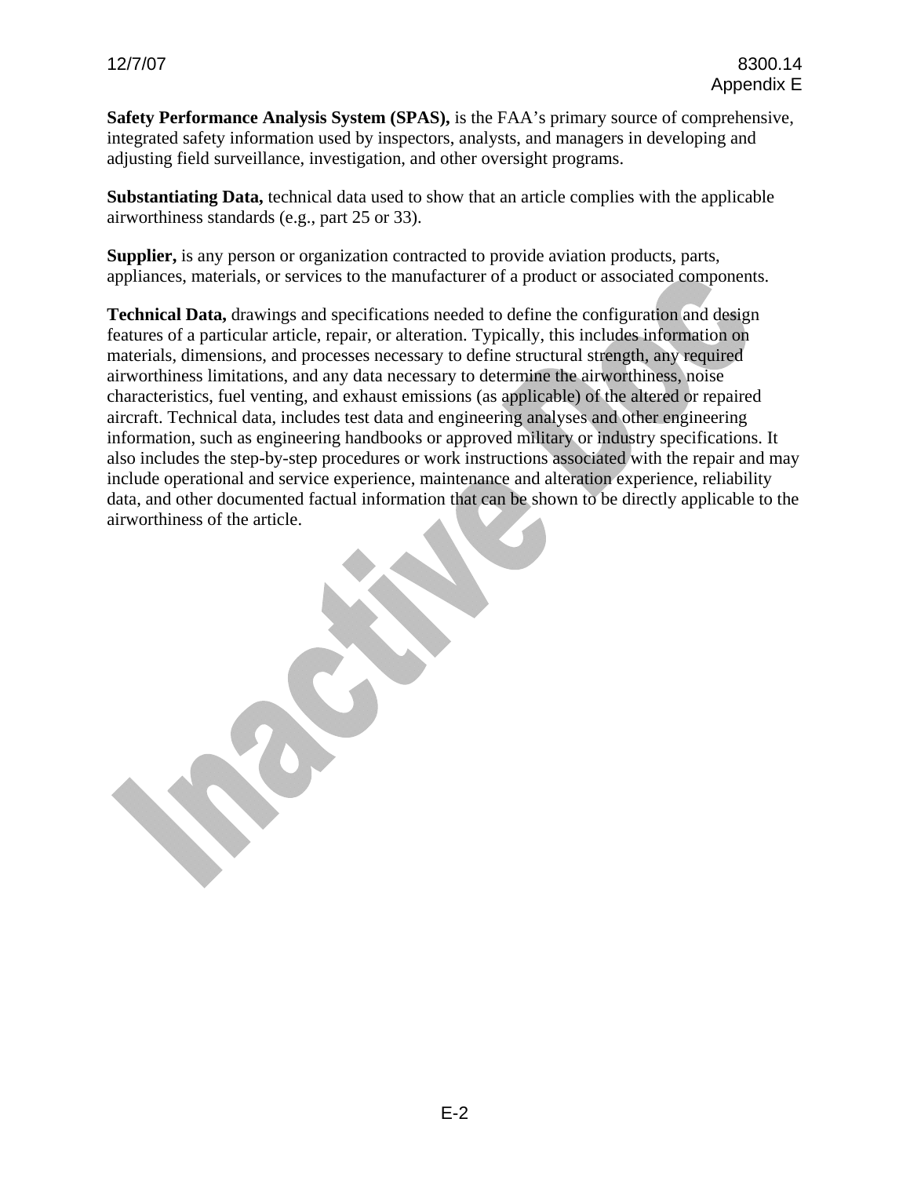**Safety Performance Analysis System (SPAS),** is the FAA's primary source of comprehensive, integrated safety information used by inspectors, analysts, and managers in developing and adjusting field surveillance, investigation, and other oversight programs.

**Substantiating Data,** technical data used to show that an article complies with the applicable airworthiness standards (e.g., part 25 or 33).

**Supplier,** is any person or organization contracted to provide aviation products, parts, appliances, materials, or services to the manufacturer of a product or associated components.

**Technical Data,** drawings and specifications needed to define the configuration and design features of a particular article, repair, or alteration. Typically, this includes information on materials, dimensions, and processes necessary to define structural strength, any required airworthiness limitations, and any data necessary to determine the airworthiness, noise characteristics, fuel venting, and exhaust emissions (as applicable) of the altered or repaired aircraft. Technical data, includes test data and engineering analyses and other engineering information, such as engineering handbooks or approved military or industry specifications. It also includes the step-by-step procedures or work instructions associated with the repair and may include operational and service experience, maintenance and alteration experience, reliability data, and other documented factual information that can be shown to be directly applicable to the airworthiness of the article.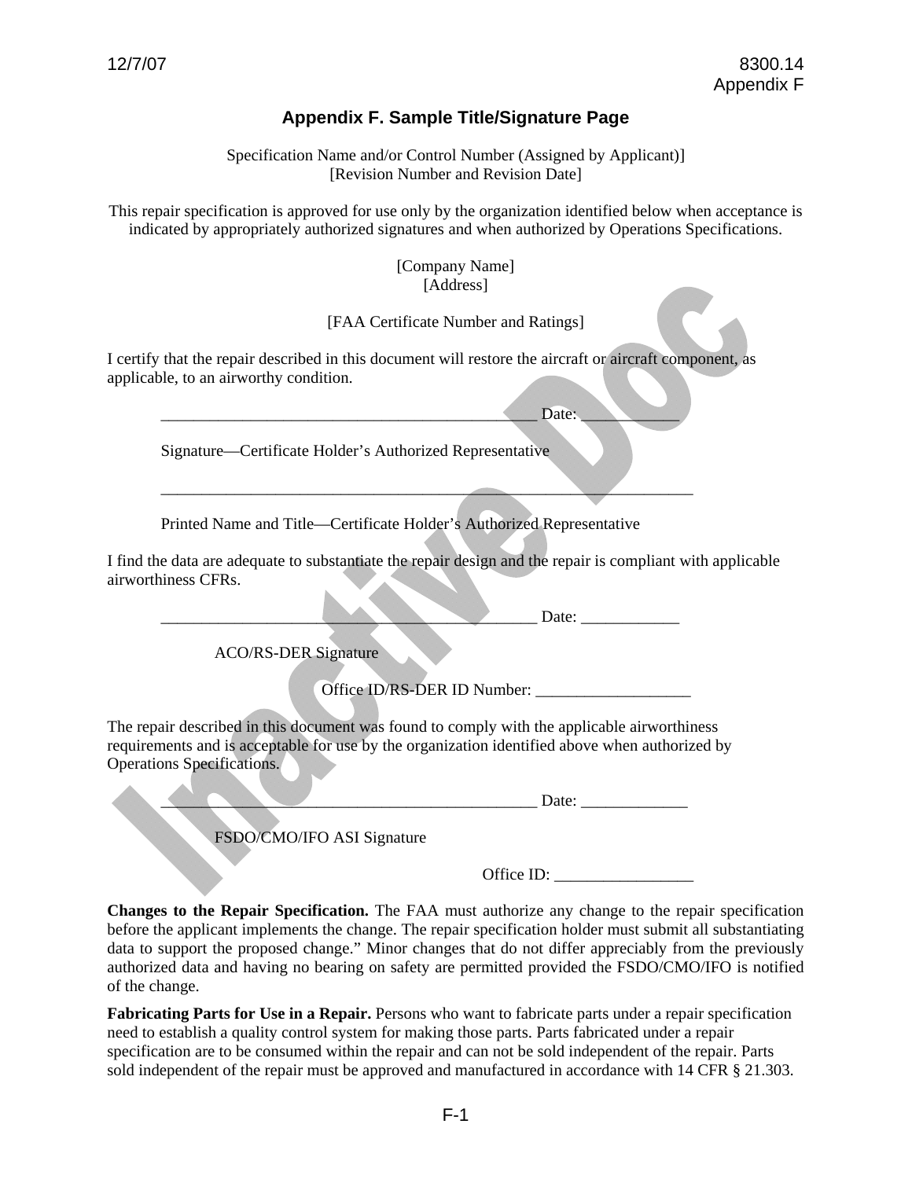# Appendix F. Sample Title/Signature Page

Specification Name and/or Control Number (Assigned by Applicant)]
[Revision Number and Revision Date]

This repair specification is approved for use only by the organization identified below when acceptance is indicated by appropriately authorized signatures and when authorized by Operations Specifications.

[Company Name]
[Address]

[FAA Certificate Number and Ratings]

I certify that the repair described in this document will restore the aircraft or aircraft component, as applicable, to an airworthy condition.

_______________________________________________ Date: ____________

Signature—Certificate Holder's Authorized Representative

__________________________________________________________________

Printed Name and Title—Certificate Holder's Authorized Representative

I find the data are adequate to substantiate the repair design and the repair is compliant with applicable airworthiness CFRs.

_______________________________________________ Date: ____________

ACO/RS-DER Signature

Office ID/RS-DER ID Number: ___________________

The repair described in this document was found to comply with the applicable airworthiness requirements and is acceptable for use by the organization identified above when authorized by Operations Specifications.

_______________________________________________ Date: _____________

FSDO/CMO/IFO ASI Signature

Office ID: _________________

**Changes to the Repair Specification.** The FAA must authorize any change to the repair specification before the applicant implements the change. The repair specification holder must submit all substantiating data to support the proposed change." Minor changes that do not differ appreciably from the previously authorized data and having no bearing on safety are permitted provided the FSDO/CMO/IFO is notified of the change.

**Fabricating Parts for Use in a Repair.** Persons who want to fabricate parts under a repair specification need to establish a quality control system for making those parts. Parts fabricated under a repair specification are to be consumed within the repair and can not be sold independent of the repair. Parts sold independent of the repair must be approved and manufactured in accordance with 14 CFR § 21.303.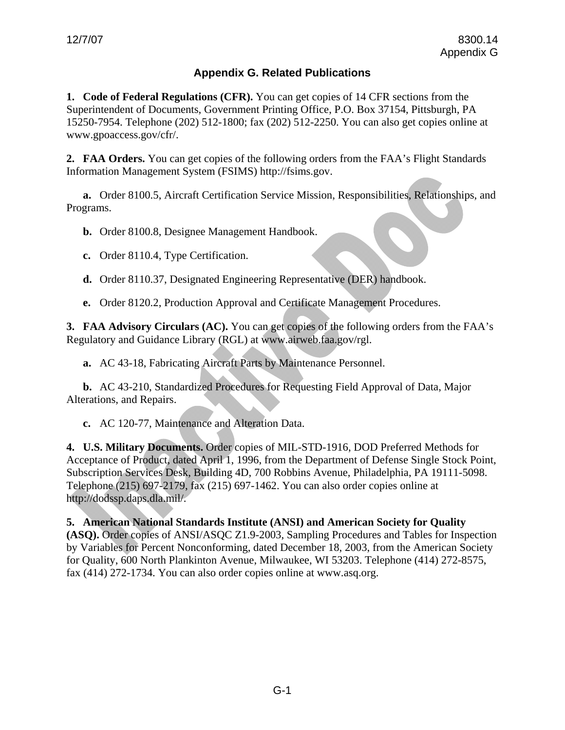# Appendix G. Related Publications

**1. Code of Federal Regulations (CFR).** You can get copies of 14 CFR sections from the Superintendent of Documents, Government Printing Office, P.O. Box 37154, Pittsburgh, PA 15250-7954. Telephone (202) 512-1800; fax (202) 512-2250. You can also get copies online at www.gpoaccess.gov/cfr/.

**2. FAA Orders.** You can get copies of the following orders from the FAA's Flight Standards Information Management System (FSIMS) http://fsims.gov.

**a.** Order 8100.5, Aircraft Certification Service Mission, Responsibilities, Relationships, and Programs.

**b.** Order 8100.8, Designee Management Handbook.

**c.** Order 8110.4, Type Certification.

**d.** Order 8110.37, Designated Engineering Representative (DER) handbook.

**e.** Order 8120.2, Production Approval and Certificate Management Procedures.

**3. FAA Advisory Circulars (AC).** You can get copies of the following orders from the FAA's Regulatory and Guidance Library (RGL) at www.airweb.faa.gov/rgl.

**a.** AC 43-18, Fabricating Aircraft Parts by Maintenance Personnel.

**b.** AC 43-210, Standardized Procedures for Requesting Field Approval of Data, Major Alterations, and Repairs.

**c.** AC 120-77, Maintenance and Alteration Data.

**4. U.S. Military Documents.** Order copies of MIL-STD-1916, DOD Preferred Methods for Acceptance of Product, dated April 1, 1996, from the Department of Defense Single Stock Point, Subscription Services Desk, Building 4D, 700 Robbins Avenue, Philadelphia, PA 19111-5098. Telephone (215) 697-2179, fax (215) 697-1462. You can also order copies online at http://dodssp.daps.dla.mil/.

**5. American National Standards Institute (ANSI) and American Society for Quality (ASQ).** Order copies of ANSI/ASQC Z1.9-2003, Sampling Procedures and Tables for Inspection by Variables for Percent Nonconforming, dated December 18, 2003, from the American Society for Quality, 600 North Plankinton Avenue, Milwaukee, WI 53203. Telephone (414) 272-8575, fax (414) 272-1734. You can also order copies online at www.asq.org.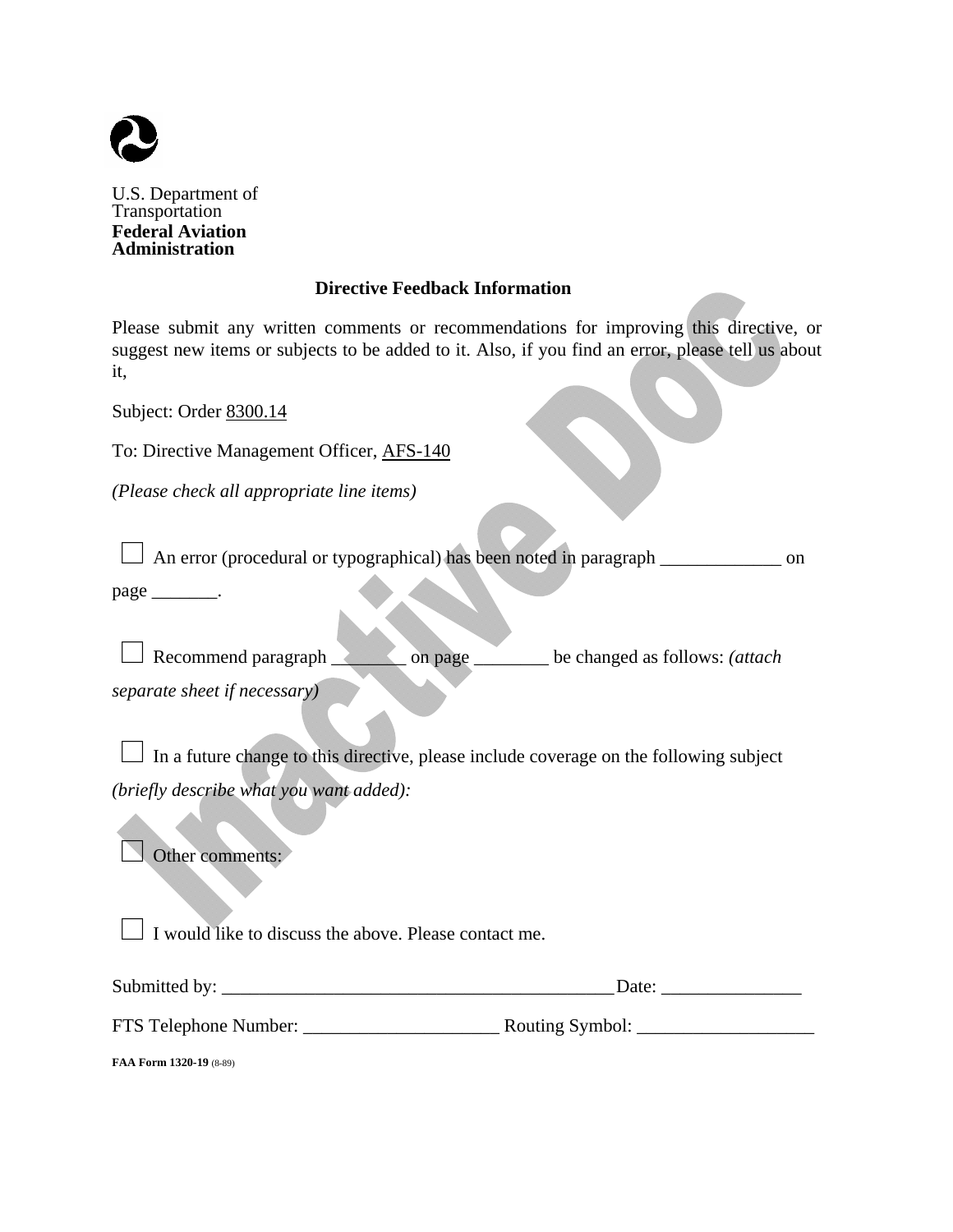U.S. Department of Transportation
**Federal Aviation Administration**

## Directive Feedback Information

Please submit any written comments or recommendations for improving this directive, or suggest new items or subjects to be added to it. Also, if you find an error, please tell us about it,

Subject: Order 8300.14

To: Directive Management Officer, AFS-140

*(Please check all appropriate line items)*

☐ An error (procedural or typographical) has been noted in paragraph _____________ on page _______.

☐ Recommend paragraph ________ on page ________ be changed as follows: *(attach separate sheet if necessary)*

☐ In a future change to this directive, please include coverage on the following subject *(briefly describe what you want added):*

☐ Other comments:

☐ I would like to discuss the above. Please contact me.

Submitted by: __________________________________________ Date: _______________

FTS Telephone Number: _____________________ Routing Symbol: ___________________

**FAA Form 1320-19** (8-89)

Inactive Doc